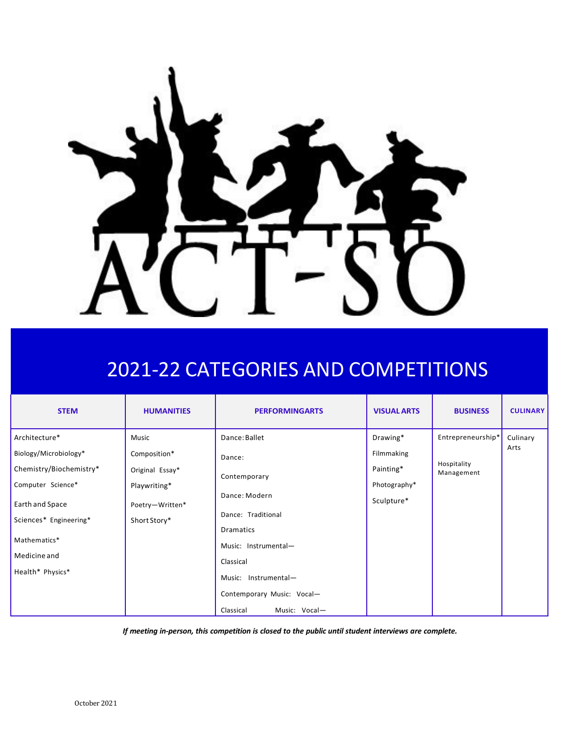# ACT-SO

## 2021-22 CATEGORIES AND COMPETITIONS

| STEM | HUMANITIES | PERFORMINGARTS | VISUAL ARTS | BUSINESS | CULINARY |
|---|---|---|---|---|---|
| Architecture*<br>Biology/Microbiology*<br>Chemistry/Biochemistry*<br>Computer Science*<br>Earth and Space Sciences* Engineering*<br>Mathematics*<br>Medicine and Health* Physics* | Music Composition*<br>Original Essay*<br>Playwriting*<br>Poetry—Written*<br>Short Story* | Dance: Ballet<br>Dance: Contemporary<br>Dance: Modern<br>Dance: Traditional<br>Dramatics<br>Music: Instrumental—Classical<br>Music: Instrumental—Contemporary Music: Vocal—Classical Music: Vocal— | Drawing*<br>Filmmaking<br>Painting*<br>Photography*<br>Sculpture* | Entrepreneurship*<br>Hospitality Management | Culinary Arts |

***If meeting in-person, this competition is closed to the public until student interviews are complete.***

October 2021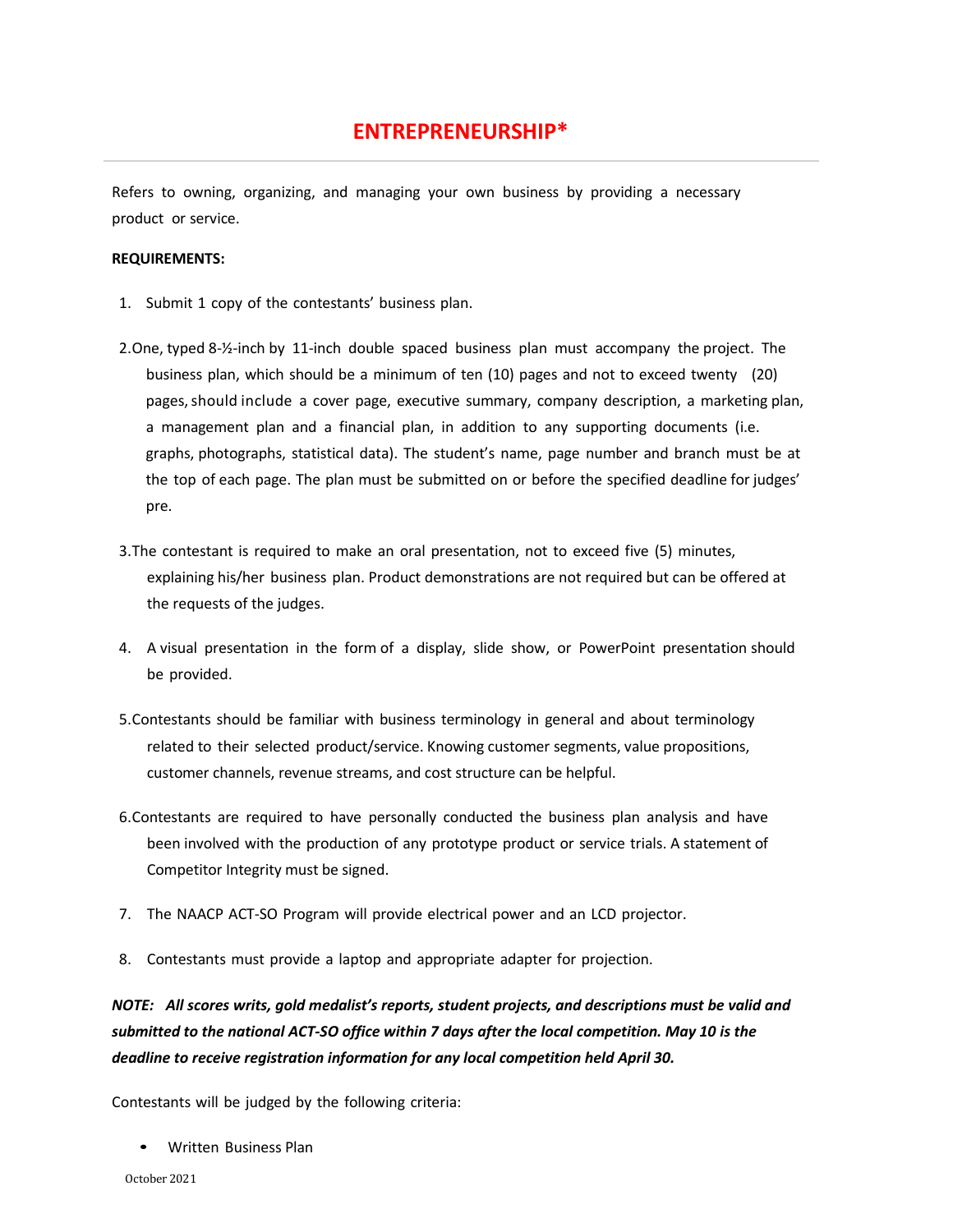# ENTREPRENEURSHIP*

Refers to owning, organizing, and managing your own business by providing a necessary product or service.

**REQUIREMENTS:**

1. Submit 1 copy of the contestants' business plan.

2. One, typed 8-½-inch by 11-inch double spaced business plan must accompany the project. The business plan, which should be a minimum of ten (10) pages and not to exceed twenty (20) pages, should include a cover page, executive summary, company description, a marketing plan, a management plan and a financial plan, in addition to any supporting documents (i.e. graphs, photographs, statistical data). The student's name, page number and branch must be at the top of each page. The plan must be submitted on or before the specified deadline for judges' pre.

3. The contestant is required to make an oral presentation, not to exceed five (5) minutes, explaining his/her business plan. Product demonstrations are not required but can be offered at the requests of the judges.

4. A visual presentation in the form of a display, slide show, or PowerPoint presentation should be provided.

5. Contestants should be familiar with business terminology in general and about terminology related to their selected product/service. Knowing customer segments, value propositions, customer channels, revenue streams, and cost structure can be helpful.

6. Contestants are required to have personally conducted the business plan analysis and have been involved with the production of any prototype product or service trials. A statement of Competitor Integrity must be signed.

7. The NAACP ACT-SO Program will provide electrical power and an LCD projector.

8. Contestants must provide a laptop and appropriate adapter for projection.

***NOTE: All scores writs, gold medalist's reports, student projects, and descriptions must be valid and submitted to the national ACT-SO office within 7 days after the local competition. May 10 is the deadline to receive registration information for any local competition held April 30.***

Contestants will be judged by the following criteria:

- Written Business Plan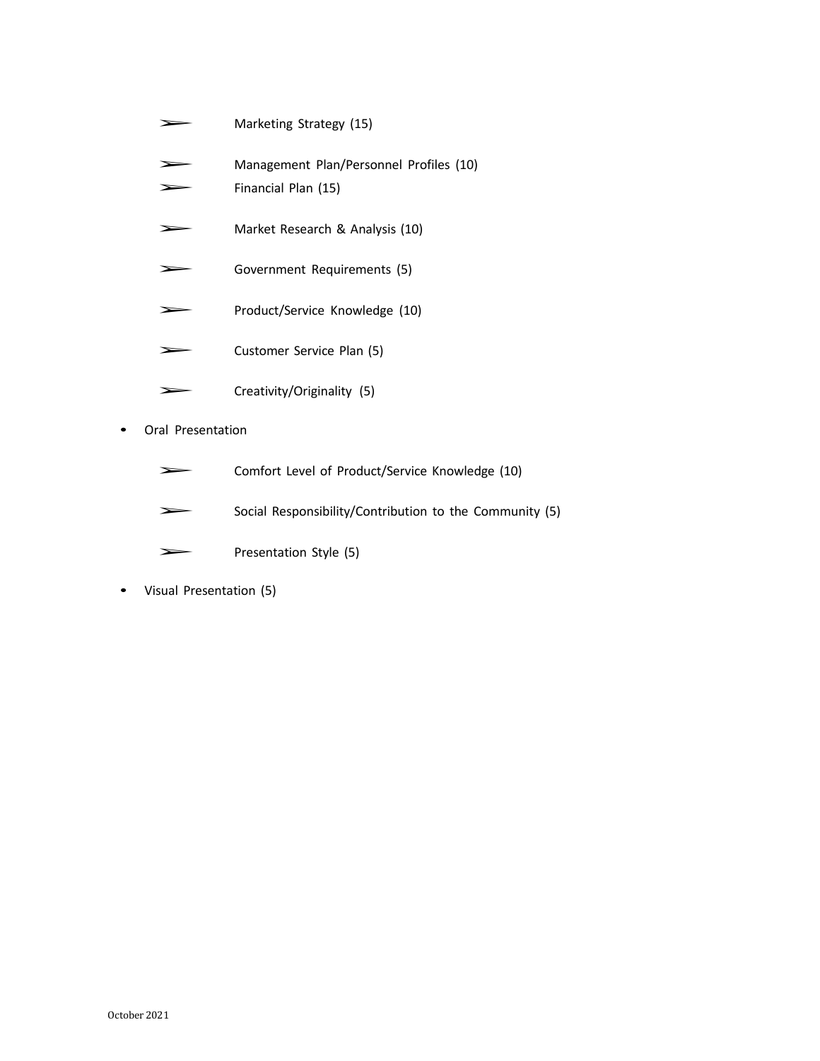- Marketing Strategy (15)
  - Management Plan/Personnel Profiles (10)
  - Financial Plan (15)
  - Market Research & Analysis (10)
  - Government Requirements (5)
  - Product/Service Knowledge (10)
  - Customer Service Plan (5)
  - Creativity/Originality (5)

- Oral Presentation
  - Comfort Level of Product/Service Knowledge (10)
  - Social Responsibility/Contribution to the Community (5)
  - Presentation Style (5)
- Visual Presentation (5)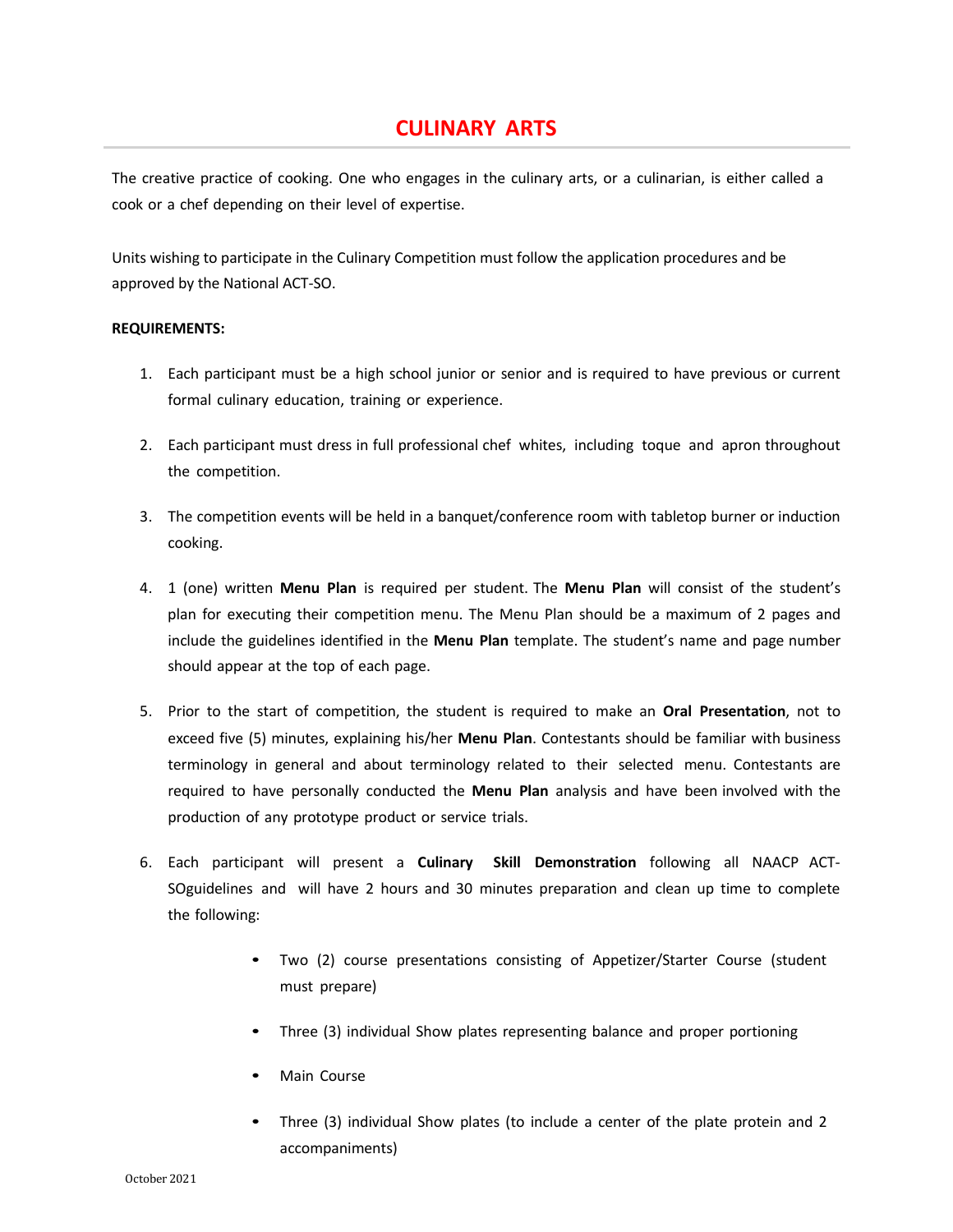# CULINARY ARTS

The creative practice of cooking. One who engages in the culinary arts, or a culinarian, is either called a cook or a chef depending on their level of expertise.

Units wishing to participate in the Culinary Competition must follow the application procedures and be approved by the National ACT-SO.

**REQUIREMENTS:**

1. Each participant must be a high school junior or senior and is required to have previous or current formal culinary education, training or experience.

2. Each participant must dress in full professional chef whites, including toque and apron throughout the competition.

3. The competition events will be held in a banquet/conference room with tabletop burner or induction cooking.

4. 1 (one) written **Menu Plan** is required per student. The **Menu Plan** will consist of the student's plan for executing their competition menu. The Menu Plan should be a maximum of 2 pages and include the guidelines identified in the **Menu Plan** template. The student's name and page number should appear at the top of each page.

5. Prior to the start of competition, the student is required to make an **Oral Presentation**, not to exceed five (5) minutes, explaining his/her **Menu Plan**. Contestants should be familiar with business terminology in general and about terminology related to their selected menu. Contestants are required to have personally conducted the **Menu Plan** analysis and have been involved with the production of any prototype product or service trials.

6. Each participant will present a **Culinary Skill Demonstration** following all NAACP ACT-SOguidelines and will have 2 hours and 30 minutes preparation and clean up time to complete the following:

    - Two (2) course presentations consisting of Appetizer/Starter Course (student must prepare)
    - Three (3) individual Show plates representing balance and proper portioning
    - Main Course
    - Three (3) individual Show plates (to include a center of the plate protein and 2 accompaniments)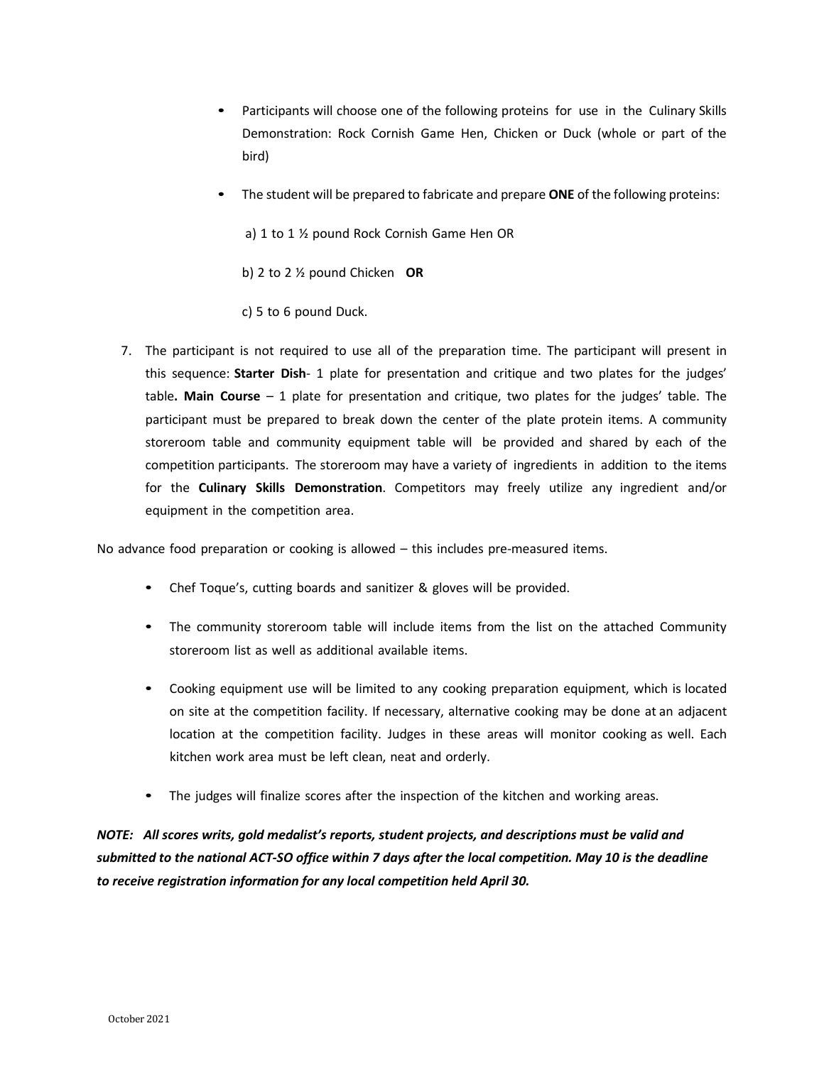- Participants will choose one of the following proteins for use in the Culinary Skills Demonstration: Rock Cornish Game Hen, Chicken or Duck (whole or part of the bird)
- The student will be prepared to fabricate and prepare **ONE** of the following proteins:

  a) 1 to 1 ½ pound Rock Cornish Game Hen OR

  b) 2 to 2 ½ pound Chicken **OR**

  c) 5 to 6 pound Duck.

7. The participant is not required to use all of the preparation time. The participant will present in this sequence: **Starter Dish**- 1 plate for presentation and critique and two plates for the judges' table**. Main Course** – 1 plate for presentation and critique, two plates for the judges' table. The participant must be prepared to break down the center of the plate protein items. A community storeroom table and community equipment table will be provided and shared by each of the competition participants. The storeroom may have a variety of ingredients in addition to the items for the **Culinary Skills Demonstration**. Competitors may freely utilize any ingredient and/or equipment in the competition area.

No advance food preparation or cooking is allowed – this includes pre-measured items.

- Chef Toque's, cutting boards and sanitizer & gloves will be provided.
- The community storeroom table will include items from the list on the attached Community storeroom list as well as additional available items.
- Cooking equipment use will be limited to any cooking preparation equipment, which is located on site at the competition facility. If necessary, alternative cooking may be done at an adjacent location at the competition facility. Judges in these areas will monitor cooking as well. Each kitchen work area must be left clean, neat and orderly.
- The judges will finalize scores after the inspection of the kitchen and working areas.

***NOTE: All scores writs, gold medalist's reports, student projects, and descriptions must be valid and submitted to the national ACT-SO office within 7 days after the local competition. May 10 is the deadline to receive registration information for any local competition held April 30.***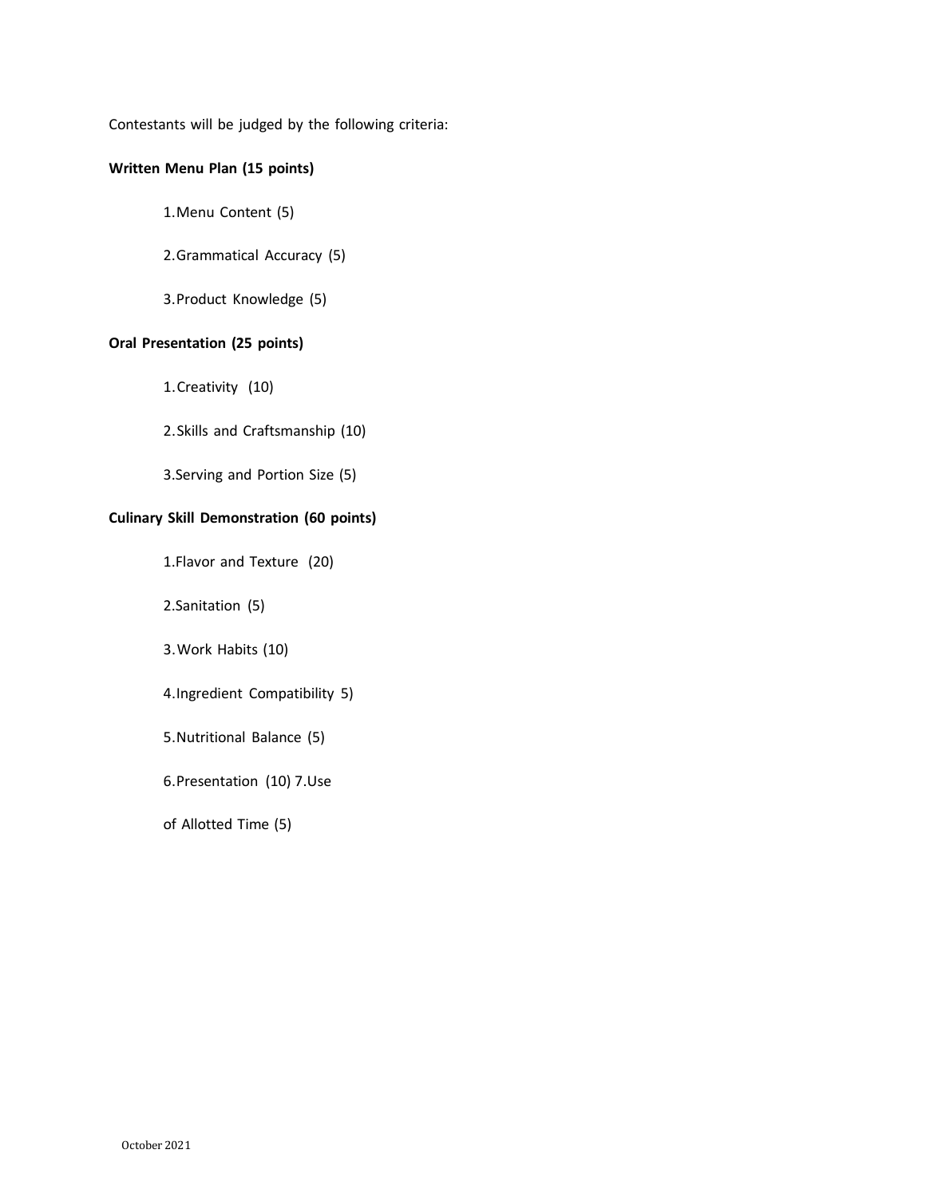Contestants will be judged by the following criteria:

**Written Menu Plan (15 points)**

1. Menu Content (5)
2. Grammatical Accuracy (5)
3. Product Knowledge (5)

**Oral Presentation (25 points)**

1. Creativity (10)
2. Skills and Craftsmanship (10)
3. Serving and Portion Size (5)

**Culinary Skill Demonstration (60 points)**

1. Flavor and Texture (20)
2. Sanitation (5)
3. Work Habits (10)
4. Ingredient Compatibility 5)
5. Nutritional Balance (5)
6. Presentation (10)
7. Use of Allotted Time (5)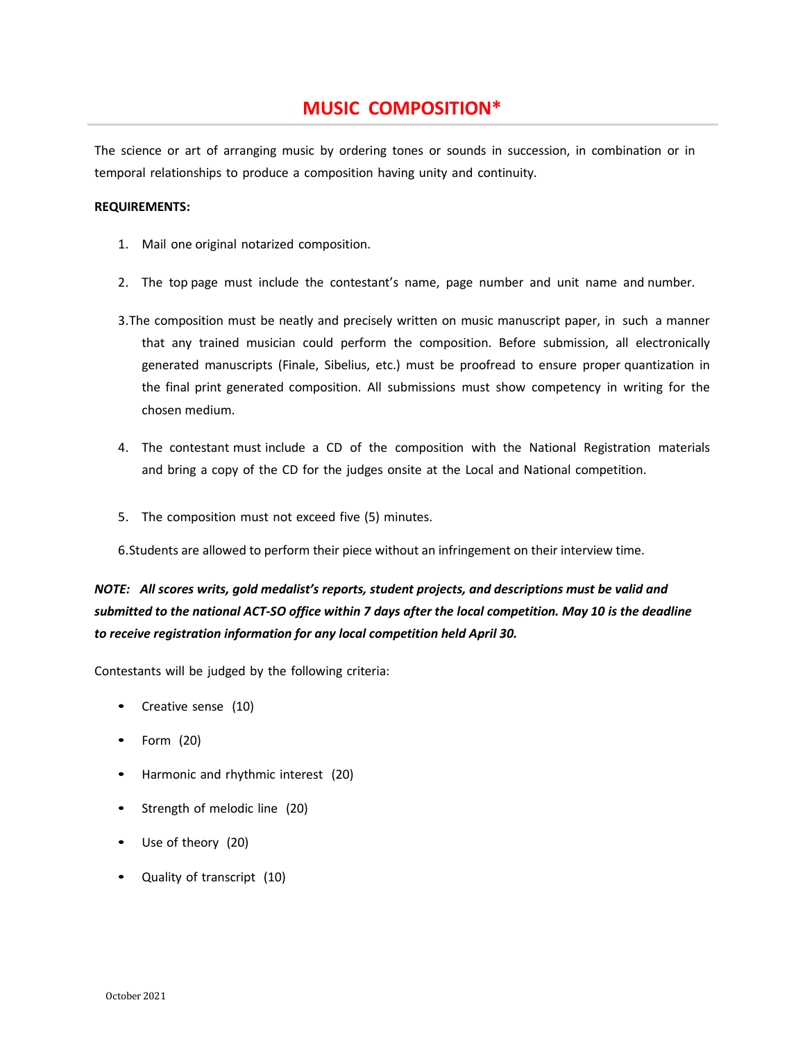# MUSIC COMPOSITION*

The science or art of arranging music by ordering tones or sounds in succession, in combination or in temporal relationships to produce a composition having unity and continuity.

**REQUIREMENTS:**

1. Mail one original notarized composition.
2. The top page must include the contestant's name, page number and unit name and number.
3. The composition must be neatly and precisely written on music manuscript paper, in such a manner that any trained musician could perform the composition. Before submission, all electronically generated manuscripts (Finale, Sibelius, etc.) must be proofread to ensure proper quantization in the final print generated composition. All submissions must show competency in writing for the chosen medium.
4. The contestant must include a CD of the composition with the National Registration materials and bring a copy of the CD for the judges onsite at the Local and National competition.
5. The composition must not exceed five (5) minutes.
6. Students are allowed to perform their piece without an infringement on their interview time.

***NOTE: All scores writs, gold medalist's reports, student projects, and descriptions must be valid and submitted to the national ACT-SO office within 7 days after the local competition. May 10 is the deadline to receive registration information for any local competition held April 30.***

Contestants will be judged by the following criteria:

- Creative sense (10)
- Form (20)
- Harmonic and rhythmic interest (20)
- Strength of melodic line (20)
- Use of theory (20)
- Quality of transcript (10)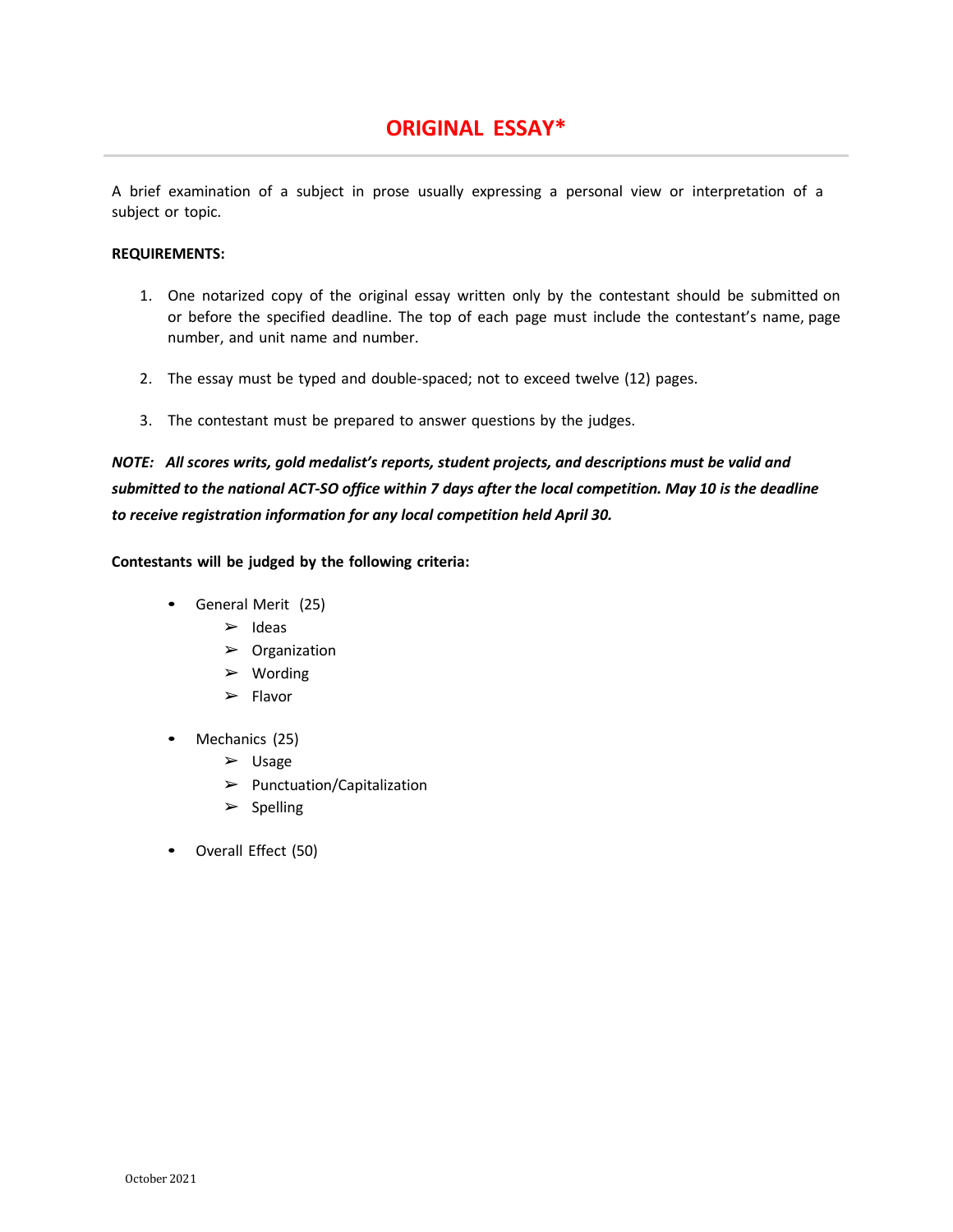# ORIGINAL ESSAY*

A brief examination of a subject in prose usually expressing a personal view or interpretation of a subject or topic.

**REQUIREMENTS:**

1. One notarized copy of the original essay written only by the contestant should be submitted on or before the specified deadline. The top of each page must include the contestant's name, page number, and unit name and number.

2. The essay must be typed and double-spaced; not to exceed twelve (12) pages.

3. The contestant must be prepared to answer questions by the judges.

***NOTE: All scores writs, gold medalist's reports, student projects, and descriptions must be valid and submitted to the national ACT-SO office within 7 days after the local competition. May 10 is the deadline to receive registration information for any local competition held April 30.***

**Contestants will be judged by the following criteria:**

- General Merit (25)
  - Ideas
  - Organization
  - Wording
  - Flavor
- Mechanics (25)
  - Usage
  - Punctuation/Capitalization
  - Spelling
- Overall Effect (50)

October 2021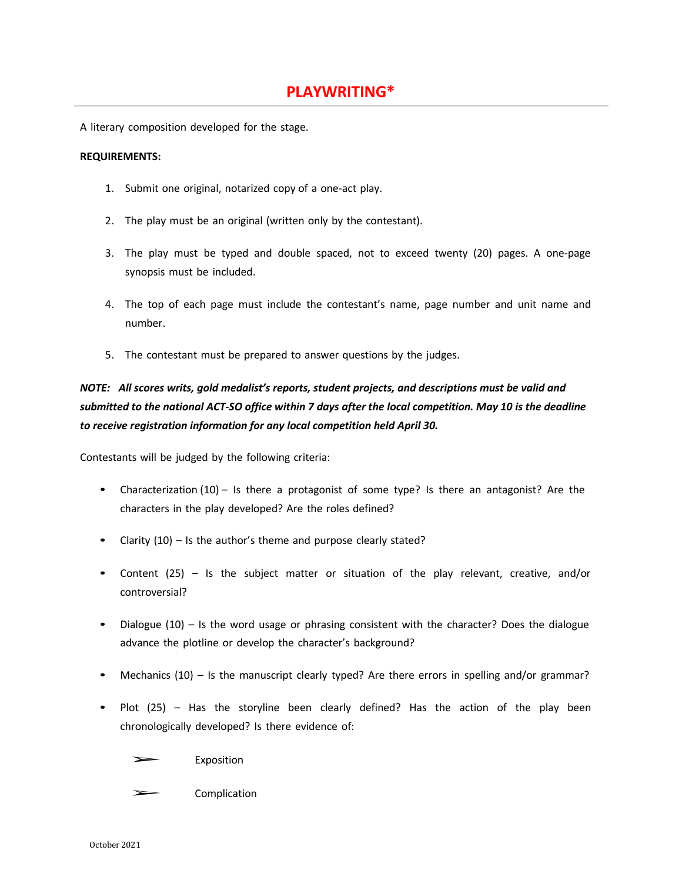# PLAYWRITING*

A literary composition developed for the stage.

**REQUIREMENTS:**

1. Submit one original, notarized copy of a one-act play.
2. The play must be an original (written only by the contestant).
3. The play must be typed and double spaced, not to exceed twenty (20) pages. A one-page synopsis must be included.
4. The top of each page must include the contestant's name, page number and unit name and number.
5. The contestant must be prepared to answer questions by the judges.

***NOTE: All scores writs, gold medalist's reports, student projects, and descriptions must be valid and submitted to the national ACT-SO office within 7 days after the local competition. May 10 is the deadline to receive registration information for any local competition held April 30.***

Contestants will be judged by the following criteria:

- Characterization (10) – Is there a protagonist of some type? Is there an antagonist? Are the characters in the play developed? Are the roles defined?
- Clarity (10) – Is the author's theme and purpose clearly stated?
- Content (25) – Is the subject matter or situation of the play relevant, creative, and/or controversial?
- Dialogue (10) – Is the word usage or phrasing consistent with the character? Does the dialogue advance the plotline or develop the character's background?
- Mechanics (10) – Is the manuscript clearly typed? Are there errors in spelling and/or grammar?
- Plot (25) – Has the storyline been clearly defined? Has the action of the play been chronologically developed? Is there evidence of:
  - Exposition
  - Complication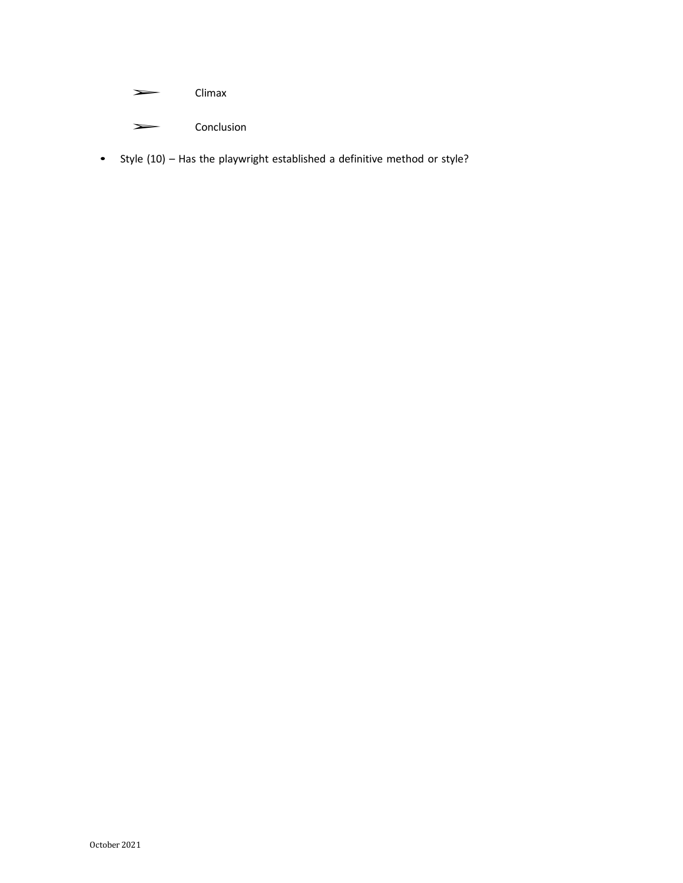- Climax
  - Conclusion

- Style (10) – Has the playwright established a definitive method or style?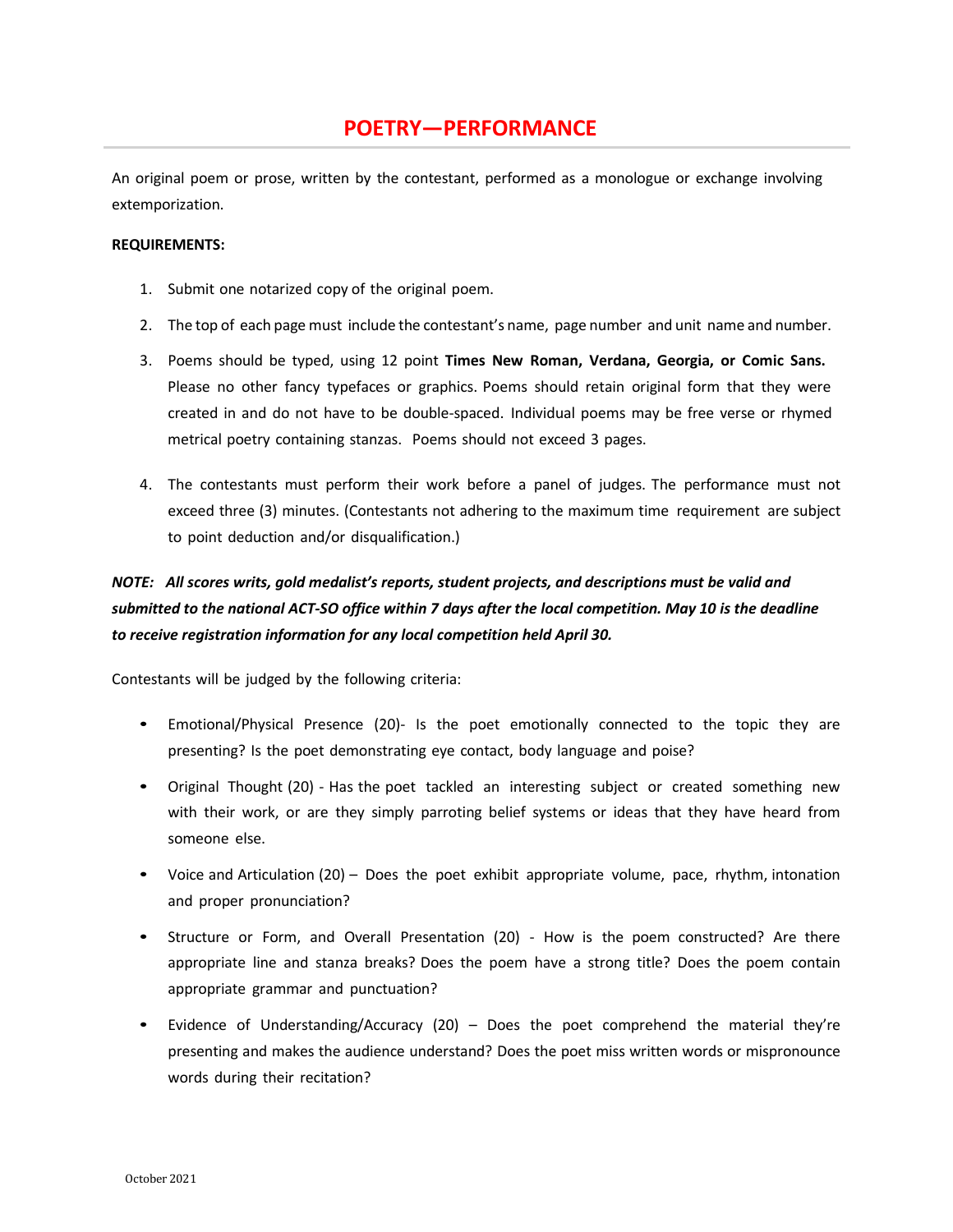# POETRY—PERFORMANCE

An original poem or prose, written by the contestant, performed as a monologue or exchange involving extemporization.

**REQUIREMENTS:**

1. Submit one notarized copy of the original poem.
2. The top of each page must include the contestant's name, page number and unit name and number.
3. Poems should be typed, using 12 point **Times New Roman, Verdana, Georgia, or Comic Sans.** Please no other fancy typefaces or graphics. Poems should retain original form that they were created in and do not have to be double-spaced. Individual poems may be free verse or rhymed metrical poetry containing stanzas. Poems should not exceed 3 pages.
4. The contestants must perform their work before a panel of judges. The performance must not exceed three (3) minutes. (Contestants not adhering to the maximum time requirement are subject to point deduction and/or disqualification.)

***NOTE: All scores writs, gold medalist's reports, student projects, and descriptions must be valid and submitted to the national ACT-SO office within 7 days after the local competition. May 10 is the deadline to receive registration information for any local competition held April 30.***

Contestants will be judged by the following criteria:

- Emotional/Physical Presence (20)- Is the poet emotionally connected to the topic they are presenting? Is the poet demonstrating eye contact, body language and poise?
- Original Thought (20) - Has the poet tackled an interesting subject or created something new with their work, or are they simply parroting belief systems or ideas that they have heard from someone else.
- Voice and Articulation (20) – Does the poet exhibit appropriate volume, pace, rhythm, intonation and proper pronunciation?
- Structure or Form, and Overall Presentation (20) - How is the poem constructed? Are there appropriate line and stanza breaks? Does the poem have a strong title? Does the poem contain appropriate grammar and punctuation?
- Evidence of Understanding/Accuracy (20) – Does the poet comprehend the material they're presenting and makes the audience understand? Does the poet miss written words or mispronounce words during their recitation?

October 2021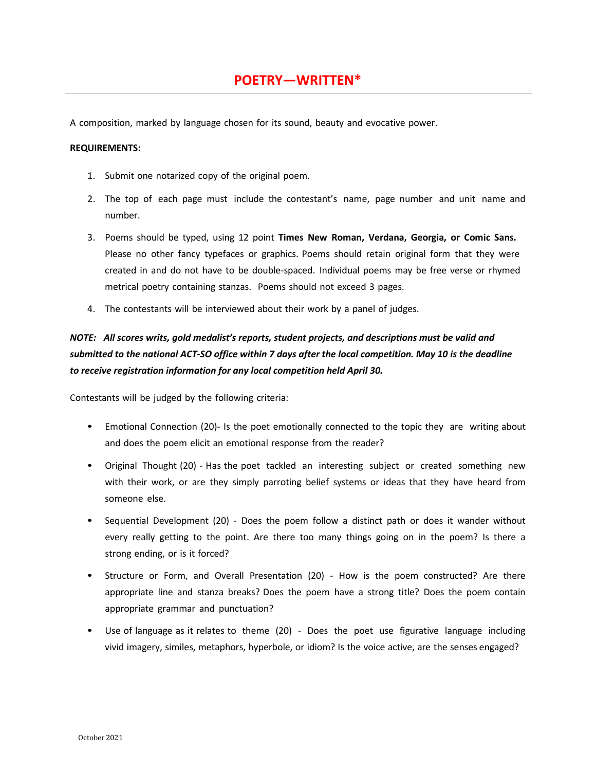# POETRY—WRITTEN*

A composition, marked by language chosen for its sound, beauty and evocative power.

**REQUIREMENTS:**

1. Submit one notarized copy of the original poem.
2. The top of each page must include the contestant's name, page number and unit name and number.
3. Poems should be typed, using 12 point **Times New Roman, Verdana, Georgia, or Comic Sans.** Please no other fancy typefaces or graphics. Poems should retain original form that they were created in and do not have to be double-spaced. Individual poems may be free verse or rhymed metrical poetry containing stanzas. Poems should not exceed 3 pages.
4. The contestants will be interviewed about their work by a panel of judges.

***NOTE: All scores writs, gold medalist's reports, student projects, and descriptions must be valid and submitted to the national ACT-SO office within 7 days after the local competition. May 10 is the deadline to receive registration information for any local competition held April 30.***

Contestants will be judged by the following criteria:

- Emotional Connection (20)- Is the poet emotionally connected to the topic they are writing about and does the poem elicit an emotional response from the reader?
- Original Thought (20) - Has the poet tackled an interesting subject or created something new with their work, or are they simply parroting belief systems or ideas that they have heard from someone else.
- Sequential Development (20) - Does the poem follow a distinct path or does it wander without every really getting to the point. Are there too many things going on in the poem? Is there a strong ending, or is it forced?
- Structure or Form, and Overall Presentation (20) - How is the poem constructed? Are there appropriate line and stanza breaks? Does the poem have a strong title? Does the poem contain appropriate grammar and punctuation?
- Use of language as it relates to theme (20) - Does the poet use figurative language including vivid imagery, similes, metaphors, hyperbole, or idiom? Is the voice active, are the senses engaged?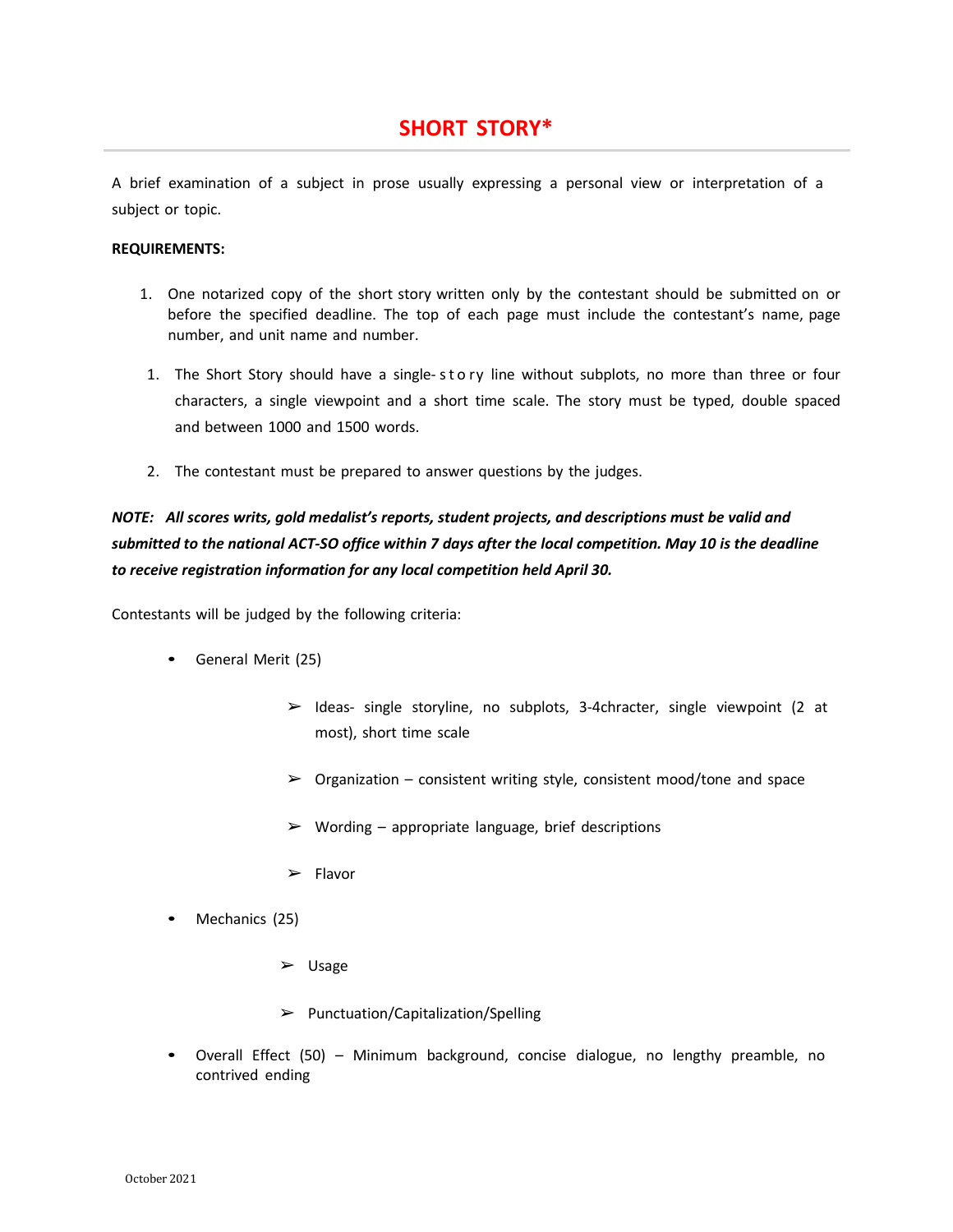# SHORT STORY*

A brief examination of a subject in prose usually expressing a personal view or interpretation of a subject or topic.

**REQUIREMENTS:**

1. One notarized copy of the short story written only by the contestant should be submitted on or before the specified deadline. The top of each page must include the contestant's name, page number, and unit name and number.

1. The Short Story should have a single- story line without subplots, no more than three or four characters, a single viewpoint and a short time scale. The story must be typed, double spaced and between 1000 and 1500 words.

2. The contestant must be prepared to answer questions by the judges.

***NOTE: All scores writs, gold medalist's reports, student projects, and descriptions must be valid and submitted to the national ACT-SO office within 7 days after the local competition. May 10 is the deadline to receive registration information for any local competition held April 30.***

Contestants will be judged by the following criteria:

- General Merit (25)
  - ➢ Ideas- single storyline, no subplots, 3-4chracter, single viewpoint (2 at most), short time scale
  - ➢ Organization – consistent writing style, consistent mood/tone and space
  - ➢ Wording – appropriate language, brief descriptions
  - ➢ Flavor
- Mechanics (25)
  - ➢ Usage
  - ➢ Punctuation/Capitalization/Spelling
- Overall Effect (50) – Minimum background, concise dialogue, no lengthy preamble, no contrived ending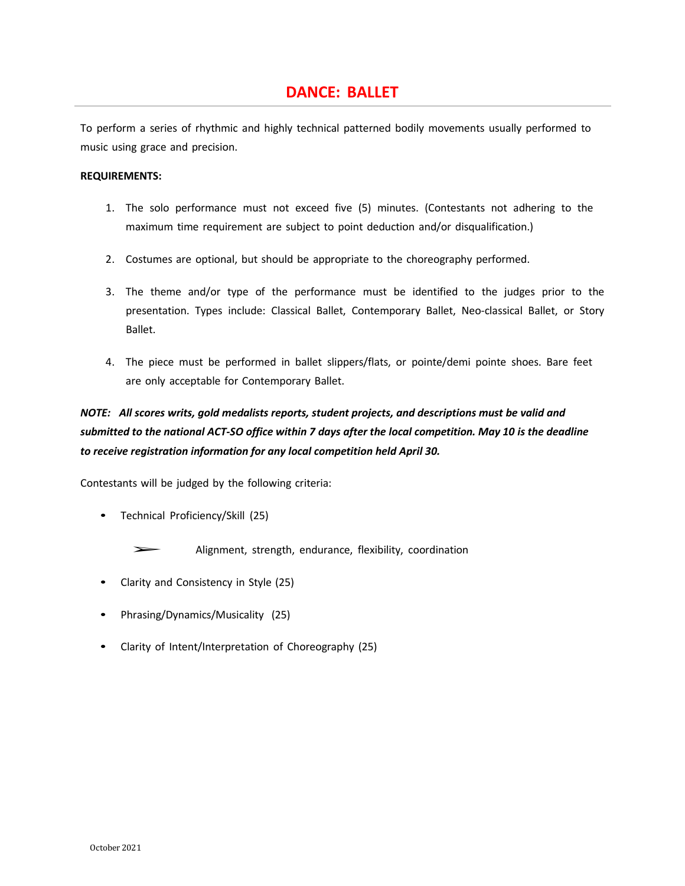# DANCE: BALLET

To perform a series of rhythmic and highly technical patterned bodily movements usually performed to music using grace and precision.

**REQUIREMENTS:**

1. The solo performance must not exceed five (5) minutes. (Contestants not adhering to the maximum time requirement are subject to point deduction and/or disqualification.)

2. Costumes are optional, but should be appropriate to the choreography performed.

3. The theme and/or type of the performance must be identified to the judges prior to the presentation. Types include: Classical Ballet, Contemporary Ballet, Neo-classical Ballet, or Story Ballet.

4. The piece must be performed in ballet slippers/flats, or pointe/demi pointe shoes. Bare feet are only acceptable for Contemporary Ballet.

***NOTE: All scores writs, gold medalists reports, student projects, and descriptions must be valid and submitted to the national ACT-SO office within 7 days after the local competition. May 10 is the deadline to receive registration information for any local competition held April 30.***

Contestants will be judged by the following criteria:

- Technical Proficiency/Skill (25)
  - Alignment, strength, endurance, flexibility, coordination
- Clarity and Consistency in Style (25)
- Phrasing/Dynamics/Musicality (25)
- Clarity of Intent/Interpretation of Choreography (25)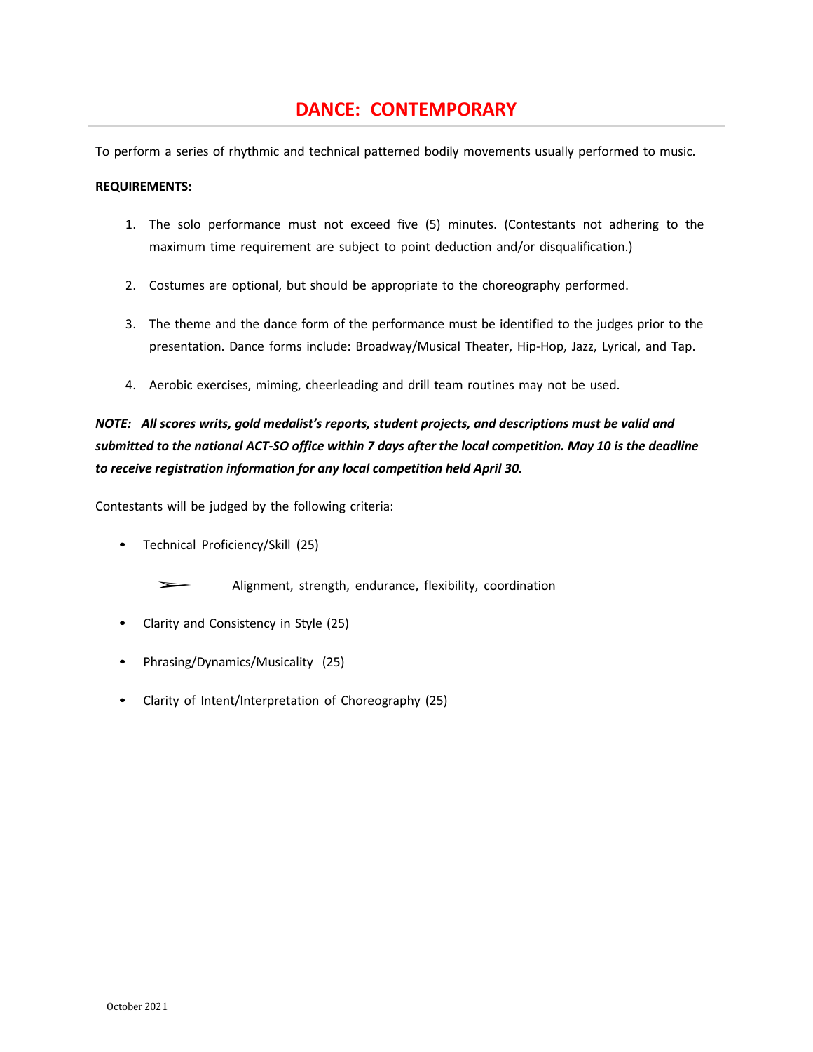# DANCE: CONTEMPORARY

To perform a series of rhythmic and technical patterned bodily movements usually performed to music.

**REQUIREMENTS:**

1. The solo performance must not exceed five (5) minutes. (Contestants not adhering to the maximum time requirement are subject to point deduction and/or disqualification.)

2. Costumes are optional, but should be appropriate to the choreography performed.

3. The theme and the dance form of the performance must be identified to the judges prior to the presentation. Dance forms include: Broadway/Musical Theater, Hip-Hop, Jazz, Lyrical, and Tap.

4. Aerobic exercises, miming, cheerleading and drill team routines may not be used.

***NOTE: All scores writs, gold medalist's reports, student projects, and descriptions must be valid and submitted to the national ACT-SO office within 7 days after the local competition. May 10 is the deadline to receive registration information for any local competition held April 30.***

Contestants will be judged by the following criteria:

- Technical Proficiency/Skill (25)
  - Alignment, strength, endurance, flexibility, coordination
- Clarity and Consistency in Style (25)
- Phrasing/Dynamics/Musicality (25)
- Clarity of Intent/Interpretation of Choreography (25)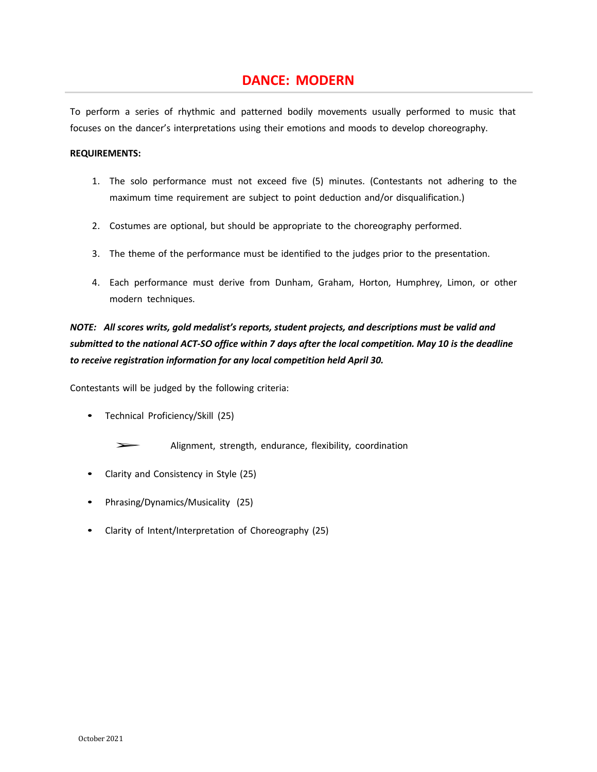# DANCE: MODERN

To perform a series of rhythmic and patterned bodily movements usually performed to music that focuses on the dancer's interpretations using their emotions and moods to develop choreography.

**REQUIREMENTS:**

1. The solo performance must not exceed five (5) minutes. (Contestants not adhering to the maximum time requirement are subject to point deduction and/or disqualification.)
2. Costumes are optional, but should be appropriate to the choreography performed.
3. The theme of the performance must be identified to the judges prior to the presentation.
4. Each performance must derive from Dunham, Graham, Horton, Humphrey, Limon, or other modern techniques.

***NOTE: All scores writs, gold medalist's reports, student projects, and descriptions must be valid and submitted to the national ACT-SO office within 7 days after the local competition. May 10 is the deadline to receive registration information for any local competition held April 30.***

Contestants will be judged by the following criteria:

- Technical Proficiency/Skill (25)
  - Alignment, strength, endurance, flexibility, coordination
- Clarity and Consistency in Style (25)
- Phrasing/Dynamics/Musicality (25)
- Clarity of Intent/Interpretation of Choreography (25)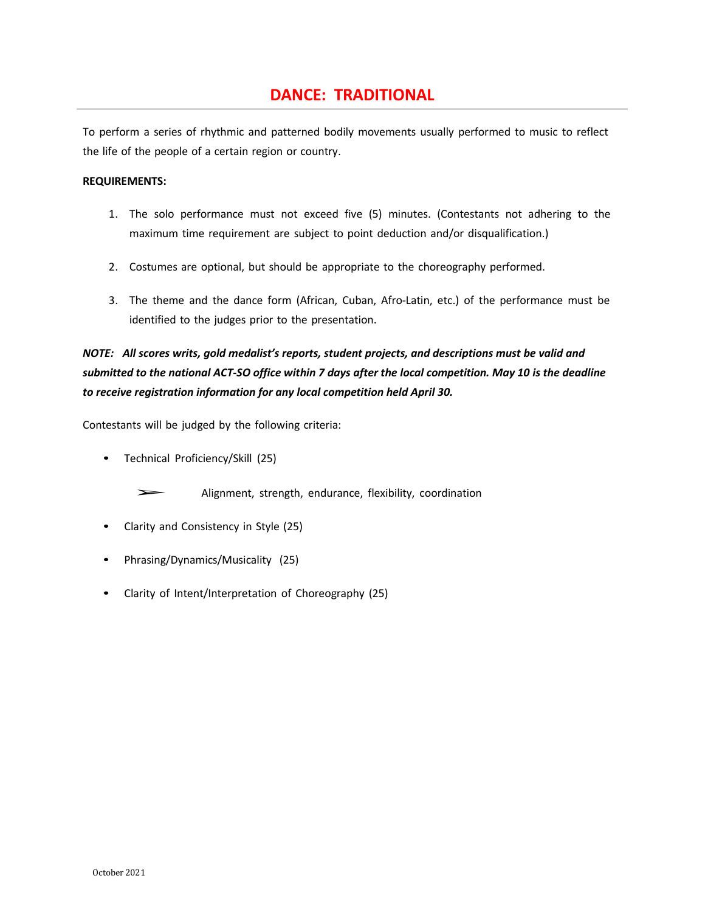# DANCE: TRADITIONAL

To perform a series of rhythmic and patterned bodily movements usually performed to music to reflect the life of the people of a certain region or country.

**REQUIREMENTS:**

1. The solo performance must not exceed five (5) minutes. (Contestants not adhering to the maximum time requirement are subject to point deduction and/or disqualification.)
2. Costumes are optional, but should be appropriate to the choreography performed.
3. The theme and the dance form (African, Cuban, Afro-Latin, etc.) of the performance must be identified to the judges prior to the presentation.

***NOTE: All scores writs, gold medalist's reports, student projects, and descriptions must be valid and submitted to the national ACT-SO office within 7 days after the local competition. May 10 is the deadline to receive registration information for any local competition held April 30.***

Contestants will be judged by the following criteria:

- Technical Proficiency/Skill (25)
  - Alignment, strength, endurance, flexibility, coordination
- Clarity and Consistency in Style (25)
- Phrasing/Dynamics/Musicality (25)
- Clarity of Intent/Interpretation of Choreography (25)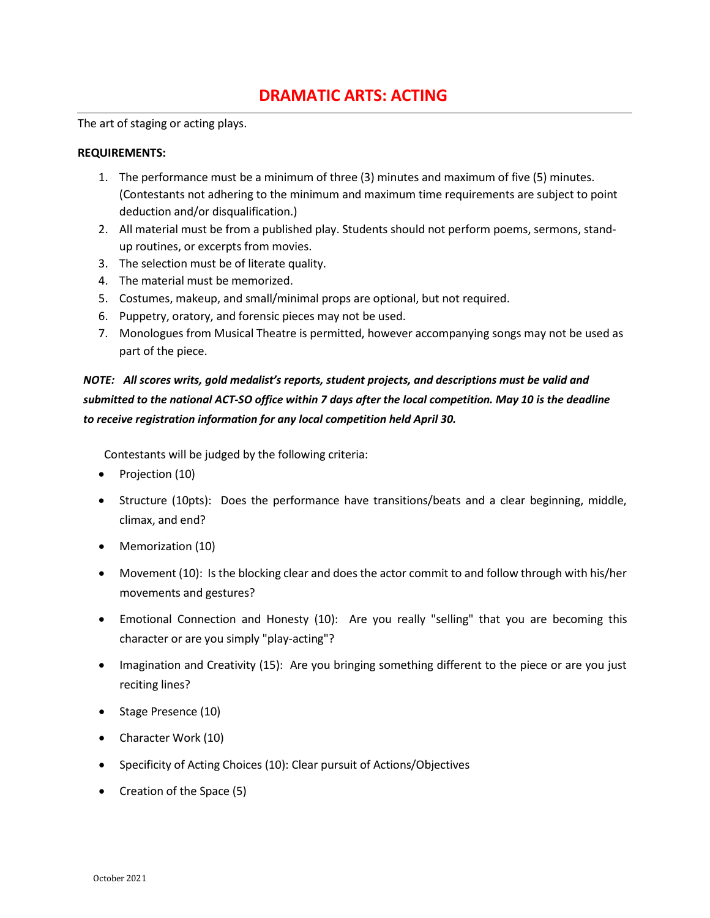# DRAMATIC ARTS: ACTING

The art of staging or acting plays.

**REQUIREMENTS:**

1. The performance must be a minimum of three (3) minutes and maximum of five (5) minutes. (Contestants not adhering to the minimum and maximum time requirements are subject to point deduction and/or disqualification.)
2. All material must be from a published play. Students should not perform poems, sermons, stand-up routines, or excerpts from movies.
3. The selection must be of literate quality.
4. The material must be memorized.
5. Costumes, makeup, and small/minimal props are optional, but not required.
6. Puppetry, oratory, and forensic pieces may not be used.
7. Monologues from Musical Theatre is permitted, however accompanying songs may not be used as part of the piece.

***NOTE: All scores writs, gold medalist's reports, student projects, and descriptions must be valid and submitted to the national ACT-SO office within 7 days after the local competition. May 10 is the deadline to receive registration information for any local competition held April 30.***

Contestants will be judged by the following criteria:

- Projection (10)
- Structure (10pts): Does the performance have transitions/beats and a clear beginning, middle, climax, and end?
- Memorization (10)
- Movement (10): Is the blocking clear and does the actor commit to and follow through with his/her movements and gestures?
- Emotional Connection and Honesty (10): Are you really "selling" that you are becoming this character or are you simply "play-acting"?
- Imagination and Creativity (15): Are you bringing something different to the piece or are you just reciting lines?
- Stage Presence (10)
- Character Work (10)
- Specificity of Acting Choices (10): Clear pursuit of Actions/Objectives
- Creation of the Space (5)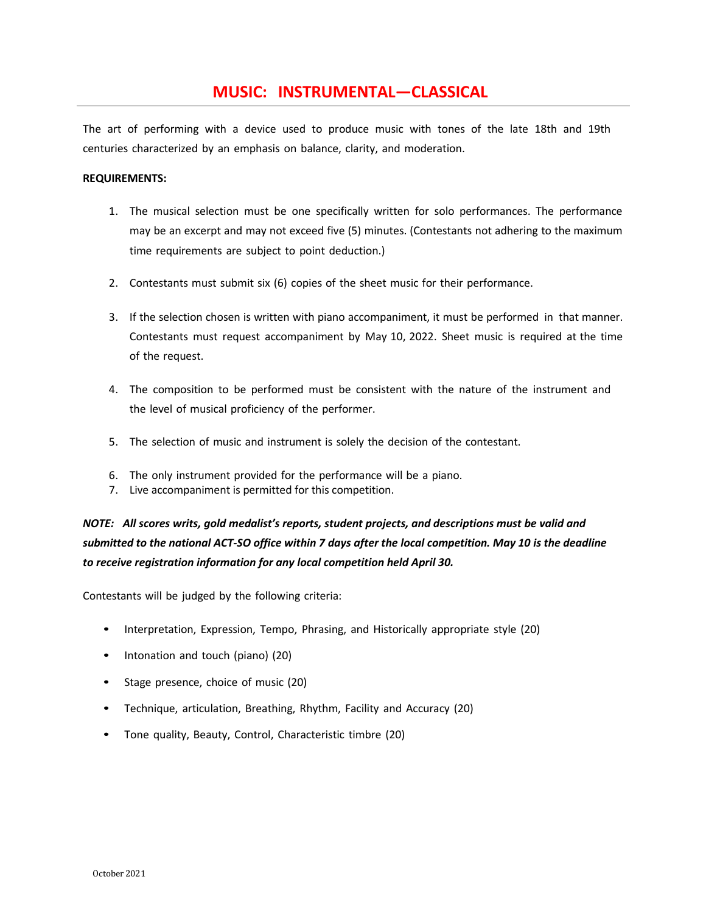# MUSIC: INSTRUMENTAL—CLASSICAL

The art of performing with a device used to produce music with tones of the late 18th and 19th centuries characterized by an emphasis on balance, clarity, and moderation.

**REQUIREMENTS:**

1. The musical selection must be one specifically written for solo performances. The performance may be an excerpt and may not exceed five (5) minutes. (Contestants not adhering to the maximum time requirements are subject to point deduction.)

2. Contestants must submit six (6) copies of the sheet music for their performance.

3. If the selection chosen is written with piano accompaniment, it must be performed in that manner. Contestants must request accompaniment by May 10, 2022. Sheet music is required at the time of the request.

4. The composition to be performed must be consistent with the nature of the instrument and the level of musical proficiency of the performer.

5. The selection of music and instrument is solely the decision of the contestant.

6. The only instrument provided for the performance will be a piano.
7. Live accompaniment is permitted for this competition.

***NOTE: All scores writs, gold medalist's reports, student projects, and descriptions must be valid and submitted to the national ACT-SO office within 7 days after the local competition. May 10 is the deadline to receive registration information for any local competition held April 30.***

Contestants will be judged by the following criteria:

- Interpretation, Expression, Tempo, Phrasing, and Historically appropriate style (20)
- Intonation and touch (piano) (20)
- Stage presence, choice of music (20)
- Technique, articulation, Breathing, Rhythm, Facility and Accuracy (20)
- Tone quality, Beauty, Control, Characteristic timbre (20)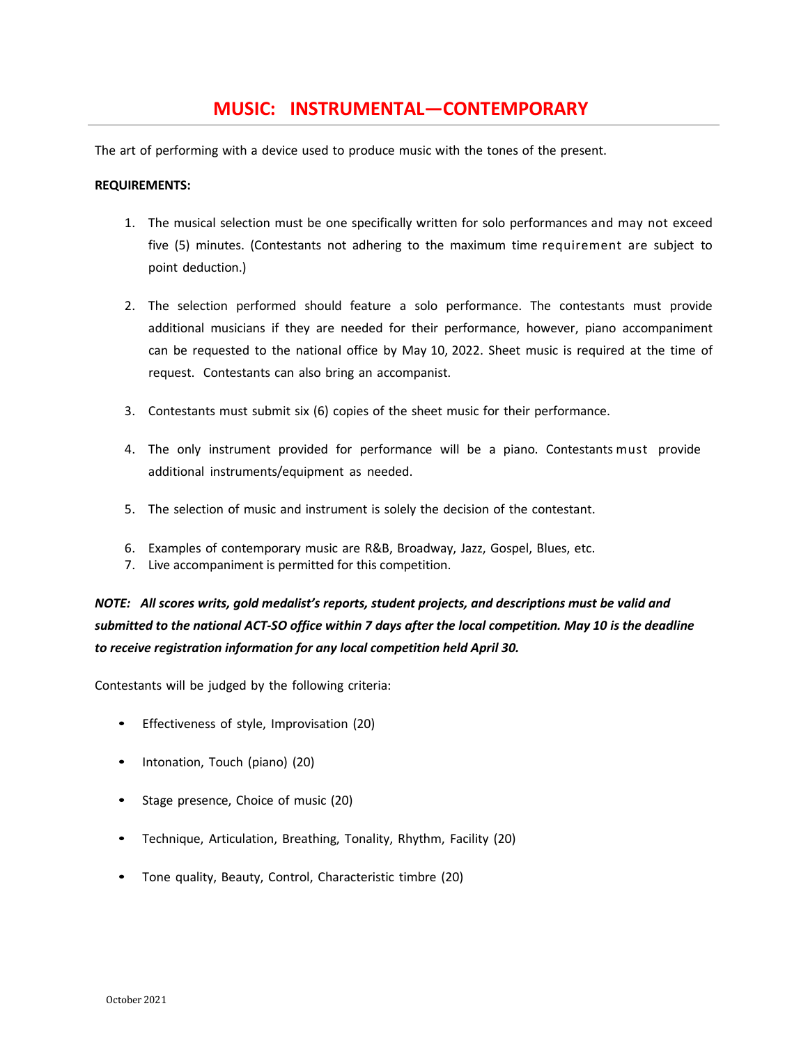# MUSIC: INSTRUMENTAL—CONTEMPORARY

The art of performing with a device used to produce music with the tones of the present.

**REQUIREMENTS:**

1. The musical selection must be one specifically written for solo performances and may not exceed five (5) minutes. (Contestants not adhering to the maximum time requirement are subject to point deduction.)

2. The selection performed should feature a solo performance. The contestants must provide additional musicians if they are needed for their performance, however, piano accompaniment can be requested to the national office by May 10, 2022. Sheet music is required at the time of request. Contestants can also bring an accompanist.

3. Contestants must submit six (6) copies of the sheet music for their performance.

4. The only instrument provided for performance will be a piano. Contestants must provide additional instruments/equipment as needed.

5. The selection of music and instrument is solely the decision of the contestant.

6. Examples of contemporary music are R&B, Broadway, Jazz, Gospel, Blues, etc.
7. Live accompaniment is permitted for this competition.

***NOTE: All scores writs, gold medalist's reports, student projects, and descriptions must be valid and submitted to the national ACT-SO office within 7 days after the local competition. May 10 is the deadline to receive registration information for any local competition held April 30.***

Contestants will be judged by the following criteria:

- Effectiveness of style, Improvisation (20)
- Intonation, Touch (piano) (20)
- Stage presence, Choice of music (20)
- Technique, Articulation, Breathing, Tonality, Rhythm, Facility (20)
- Tone quality, Beauty, Control, Characteristic timbre (20)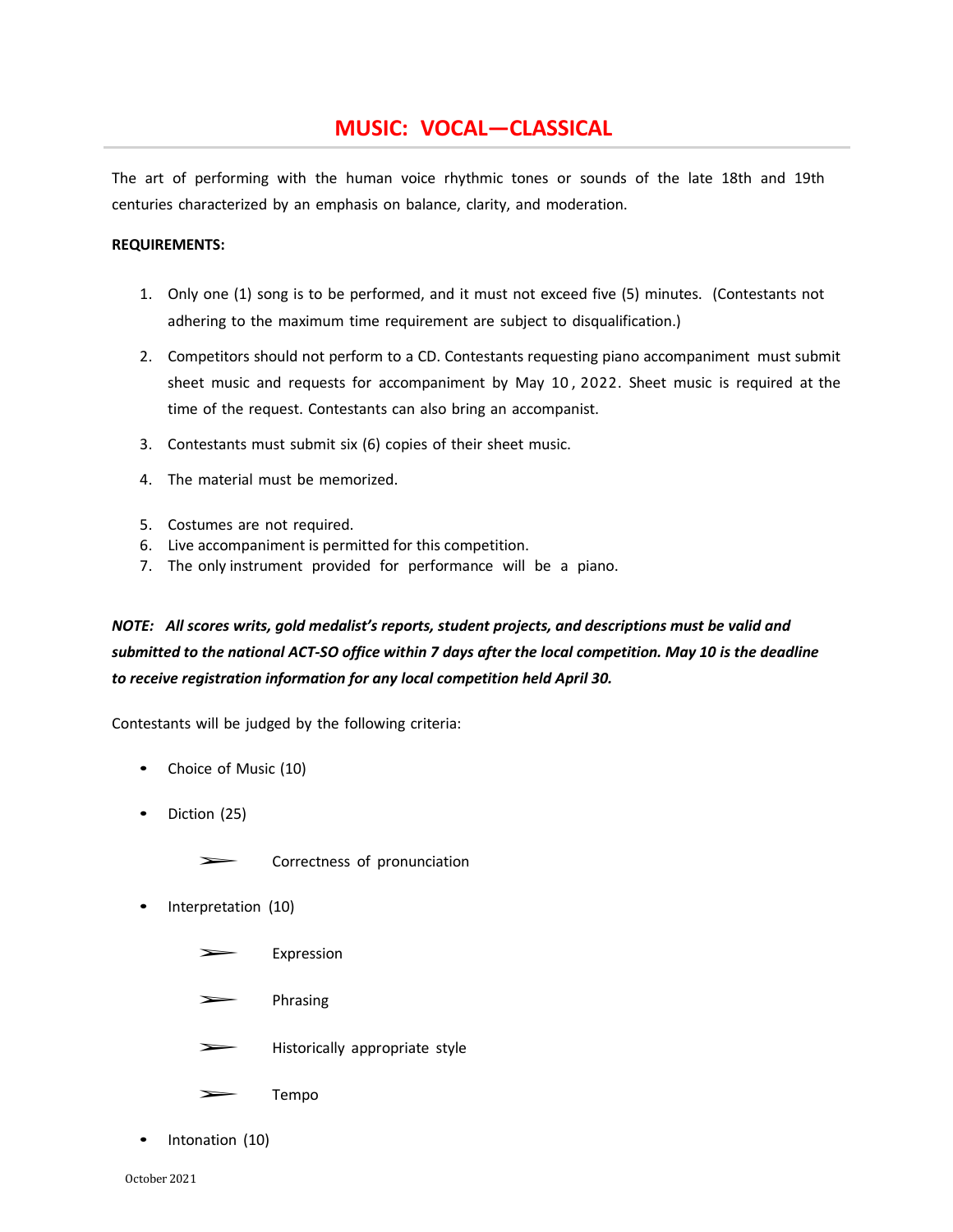# MUSIC: VOCAL—CLASSICAL

The art of performing with the human voice rhythmic tones or sounds of the late 18th and 19th centuries characterized by an emphasis on balance, clarity, and moderation.

**REQUIREMENTS:**

1. Only one (1) song is to be performed, and it must not exceed five (5) minutes. (Contestants not adhering to the maximum time requirement are subject to disqualification.)
2. Competitors should not perform to a CD. Contestants requesting piano accompaniment must submit sheet music and requests for accompaniment by May 10, 2022. Sheet music is required at the time of the request. Contestants can also bring an accompanist.
3. Contestants must submit six (6) copies of their sheet music.
4. The material must be memorized.
5. Costumes are not required.
6. Live accompaniment is permitted for this competition.
7. The only instrument provided for performance will be a piano.

***NOTE: All scores writs, gold medalist's reports, student projects, and descriptions must be valid and submitted to the national ACT-SO office within 7 days after the local competition. May 10 is the deadline to receive registration information for any local competition held April 30.***

Contestants will be judged by the following criteria:

- Choice of Music (10)
- Diction (25)
  - Correctness of pronunciation
- Interpretation (10)
  - Expression
  - Phrasing
  - Historically appropriate style
  - Tempo
- Intonation (10)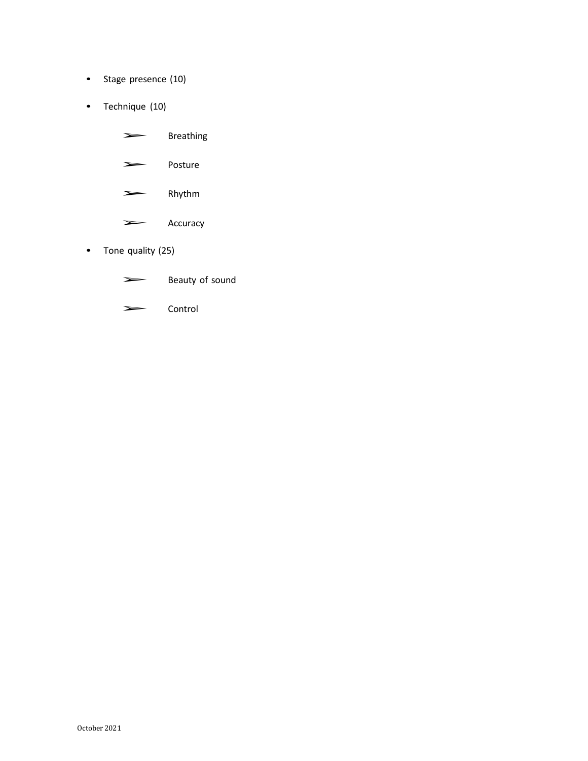- Stage presence (10)
- Technique (10)
    - Breathing
    - Posture
    - Rhythm
    - Accuracy
- Tone quality (25)
    - Beauty of sound
    - Control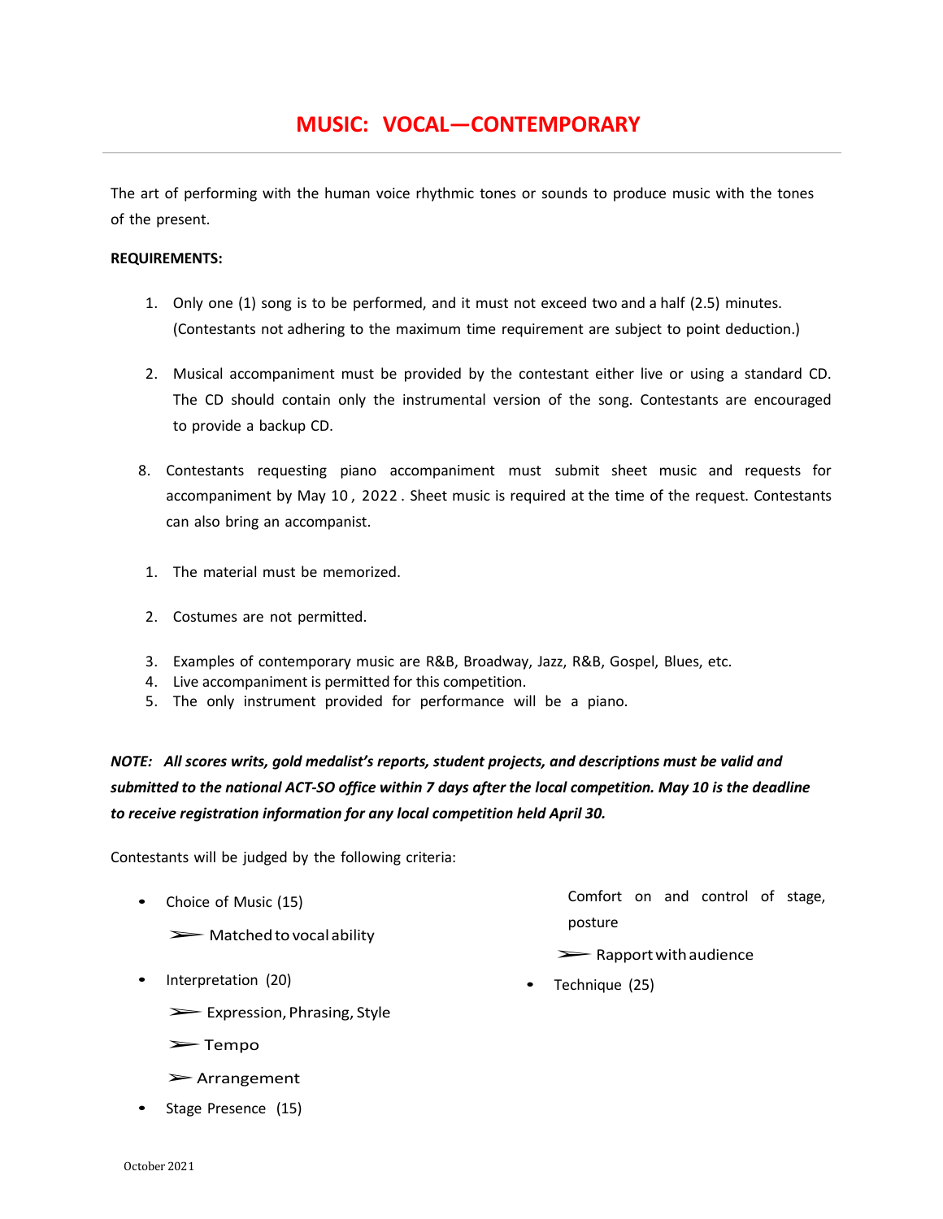# MUSIC: VOCAL—CONTEMPORARY

The art of performing with the human voice rhythmic tones or sounds to produce music with the tones of the present.

**REQUIREMENTS:**

1. Only one (1) song is to be performed, and it must not exceed two and a half (2.5) minutes. (Contestants not adhering to the maximum time requirement are subject to point deduction.)

2. Musical accompaniment must be provided by the contestant either live or using a standard CD. The CD should contain only the instrumental version of the song. Contestants are encouraged to provide a backup CD.

8. Contestants requesting piano accompaniment must submit sheet music and requests for accompaniment by May 10 , 2022 . Sheet music is required at the time of the request. Contestants can also bring an accompanist.

1. The material must be memorized.

2. Costumes are not permitted.

3. Examples of contemporary music are R&B, Broadway, Jazz, R&B, Gospel, Blues, etc.
4. Live accompaniment is permitted for this competition.
5. The only instrument provided for performance will be a piano.

***NOTE: All scores writs, gold medalist's reports, student projects, and descriptions must be valid and submitted to the national ACT-SO office within 7 days after the local competition. May 10 is the deadline to receive registration information for any local competition held April 30.***

Contestants will be judged by the following criteria:

- Choice of Music (15)
  - ➢ Matched to vocal ability
- Interpretation (20)
  - ➢ Expression, Phrasing, Style
  - ➢ Tempo
  - ➢ Arrangement
- Stage Presence (15)
  - Comfort on and control of stage, posture
  - ➢ Rapport with audience
- Technique (25)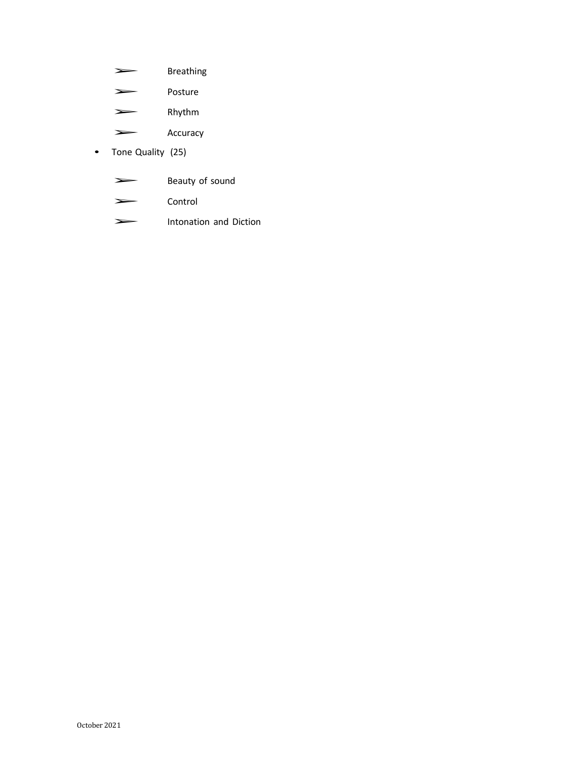- Breathing
    - Posture
    - Rhythm
    - Accuracy
- Tone Quality (25)
    - Beauty of sound
    - Control
    - Intonation and Diction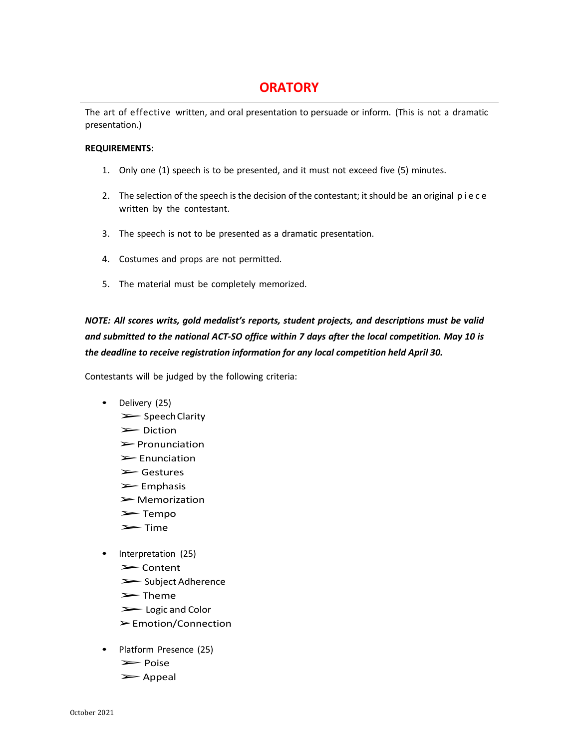# ORATORY

The art of effective written, and oral presentation to persuade or inform. (This is not a dramatic presentation.)

**REQUIREMENTS:**

1. Only one (1) speech is to be presented, and it must not exceed five (5) minutes.
2. The selection of the speech is the decision of the contestant; it should be an original piece written by the contestant.
3. The speech is not to be presented as a dramatic presentation.
4. Costumes and props are not permitted.
5. The material must be completely memorized.

***NOTE: All scores writs, gold medalist's reports, student projects, and descriptions must be valid and submitted to the national ACT-SO office within 7 days after the local competition. May 10 is the deadline to receive registration information for any local competition held April 30.***

Contestants will be judged by the following criteria:

- Delivery (25)
  - Speech Clarity
  - Diction
  - Pronunciation
  - Enunciation
  - Gestures
  - Emphasis
  - Memorization
  - Tempo
  - Time
- Interpretation (25)
  - Content
  - Subject Adherence
  - Theme
  - Logic and Color
  - Emotion/Connection
- Platform Presence (25)
  - Poise
  - Appeal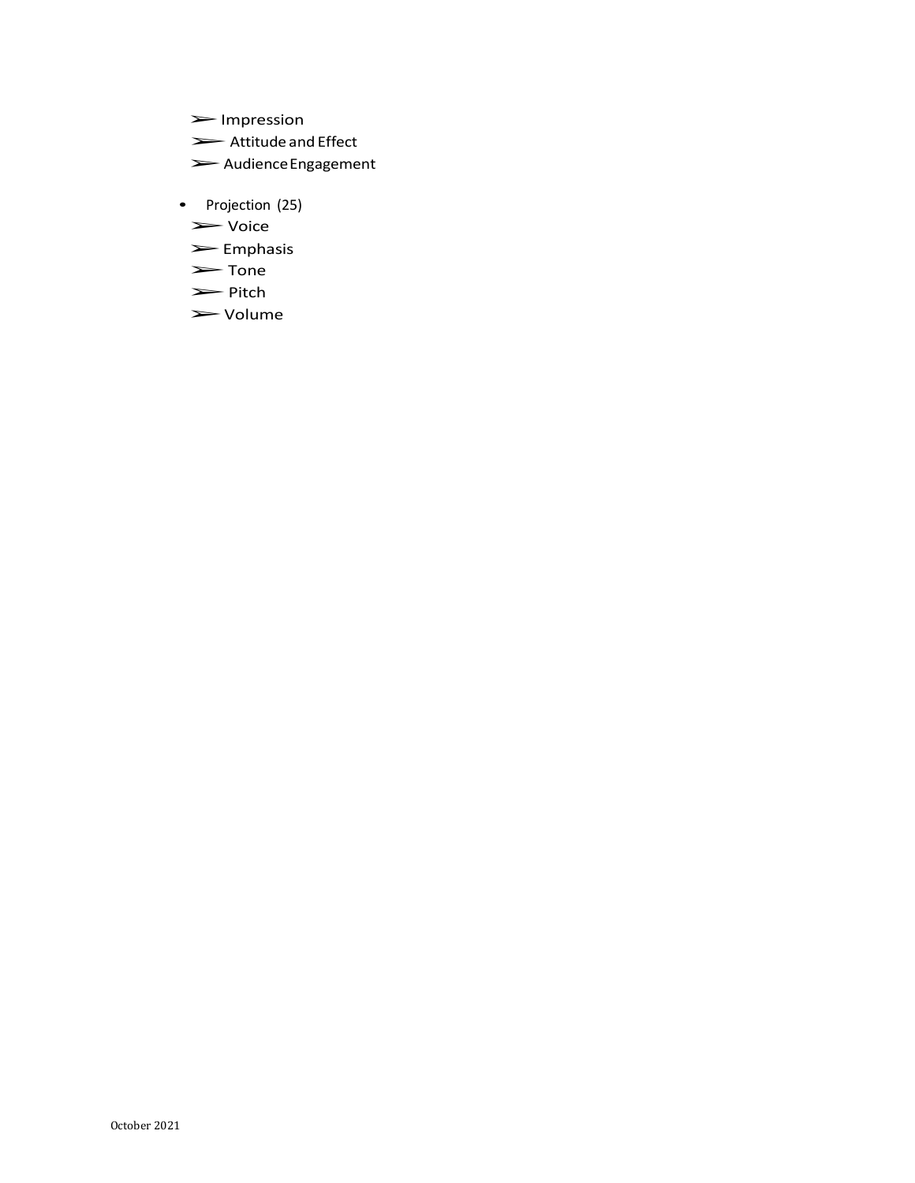- ➢ Impression
  - ➢ Attitude and Effect
  - ➢ Audience Engagement

- Projection (25)
  - ➢ Voice
  - ➢ Emphasis
  - ➢ Tone
  - ➢ Pitch
  - ➢ Volume

October 2021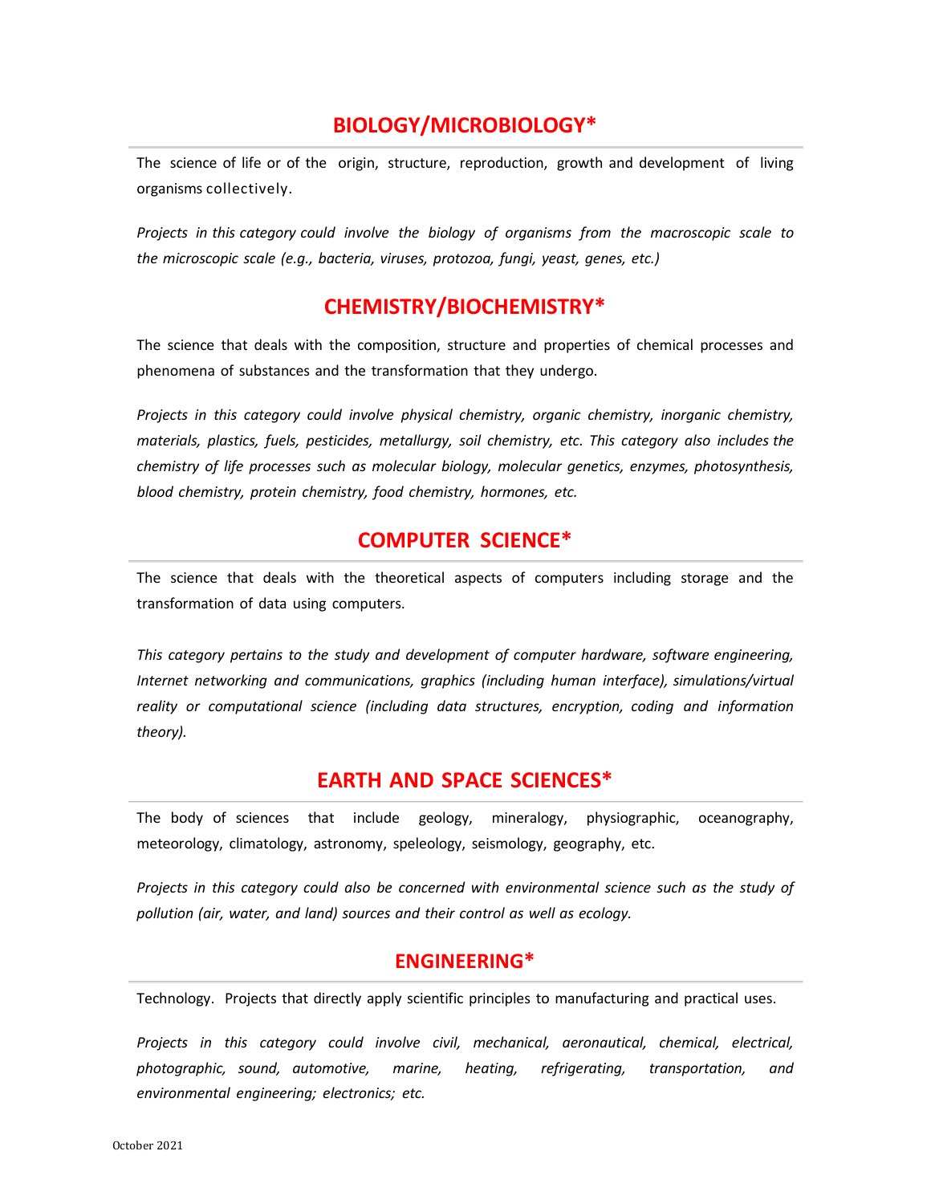## BIOLOGY/MICROBIOLOGY*

The science of life or of the origin, structure, reproduction, growth and development of living organisms collectively.

*Projects in this category could involve the biology of organisms from the macroscopic scale to the microscopic scale (e.g., bacteria, viruses, protozoa, fungi, yeast, genes, etc.)*

## CHEMISTRY/BIOCHEMISTRY*

The science that deals with the composition, structure and properties of chemical processes and phenomena of substances and the transformation that they undergo.

*Projects in this category could involve physical chemistry, organic chemistry, inorganic chemistry, materials, plastics, fuels, pesticides, metallurgy, soil chemistry, etc. This category also includes the chemistry of life processes such as molecular biology, molecular genetics, enzymes, photosynthesis, blood chemistry, protein chemistry, food chemistry, hormones, etc.*

## COMPUTER SCIENCE*

The science that deals with the theoretical aspects of computers including storage and the transformation of data using computers.

*This category pertains to the study and development of computer hardware, software engineering, Internet networking and communications, graphics (including human interface), simulations/virtual reality or computational science (including data structures, encryption, coding and information theory).*

## EARTH AND SPACE SCIENCES*

The body of sciences that include geology, mineralogy, physiographic, oceanography, meteorology, climatology, astronomy, speleology, seismology, geography, etc.

*Projects in this category could also be concerned with environmental science such as the study of pollution (air, water, and land) sources and their control as well as ecology.*

## ENGINEERING*

Technology. Projects that directly apply scientific principles to manufacturing and practical uses.

*Projects in this category could involve civil, mechanical, aeronautical, chemical, electrical, photographic, sound, automotive, marine, heating, refrigerating, transportation, and environmental engineering; electronics; etc.*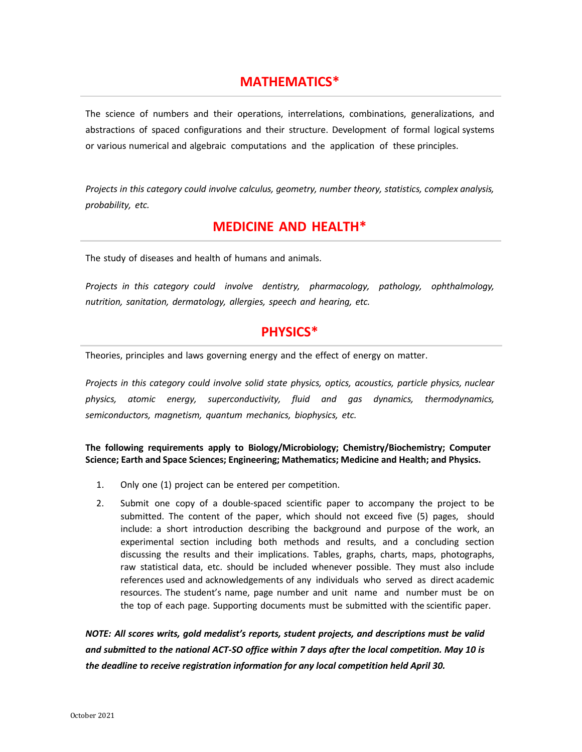## MATHEMATICS*

The science of numbers and their operations, interrelations, combinations, generalizations, and abstractions of spaced configurations and their structure. Development of formal logical systems or various numerical and algebraic computations and the application of these principles.

*Projects in this category could involve calculus, geometry, number theory, statistics, complex analysis, probability, etc.*

## MEDICINE AND HEALTH*

The study of diseases and health of humans and animals.

*Projects in this category could involve dentistry, pharmacology, pathology, ophthalmology, nutrition, sanitation, dermatology, allergies, speech and hearing, etc.*

## PHYSICS*

Theories, principles and laws governing energy and the effect of energy on matter.

*Projects in this category could involve solid state physics, optics, acoustics, particle physics, nuclear physics, atomic energy, superconductivity, fluid and gas dynamics, thermodynamics, semiconductors, magnetism, quantum mechanics, biophysics, etc.*

**The following requirements apply to Biology/Microbiology; Chemistry/Biochemistry; Computer Science; Earth and Space Sciences; Engineering; Mathematics; Medicine and Health; and Physics.**

1. Only one (1) project can be entered per competition.
2. Submit one copy of a double-spaced scientific paper to accompany the project to be submitted. The content of the paper, which should not exceed five (5) pages, should include: a short introduction describing the background and purpose of the work, an experimental section including both methods and results, and a concluding section discussing the results and their implications. Tables, graphs, charts, maps, photographs, raw statistical data, etc. should be included whenever possible. They must also include references used and acknowledgements of any individuals who served as direct academic resources. The student's name, page number and unit name and number must be on the top of each page. Supporting documents must be submitted with the scientific paper.

***NOTE: All scores writs, gold medalist's reports, student projects, and descriptions must be valid and submitted to the national ACT-SO office within 7 days after the local competition. May 10 is the deadline to receive registration information for any local competition held April 30.***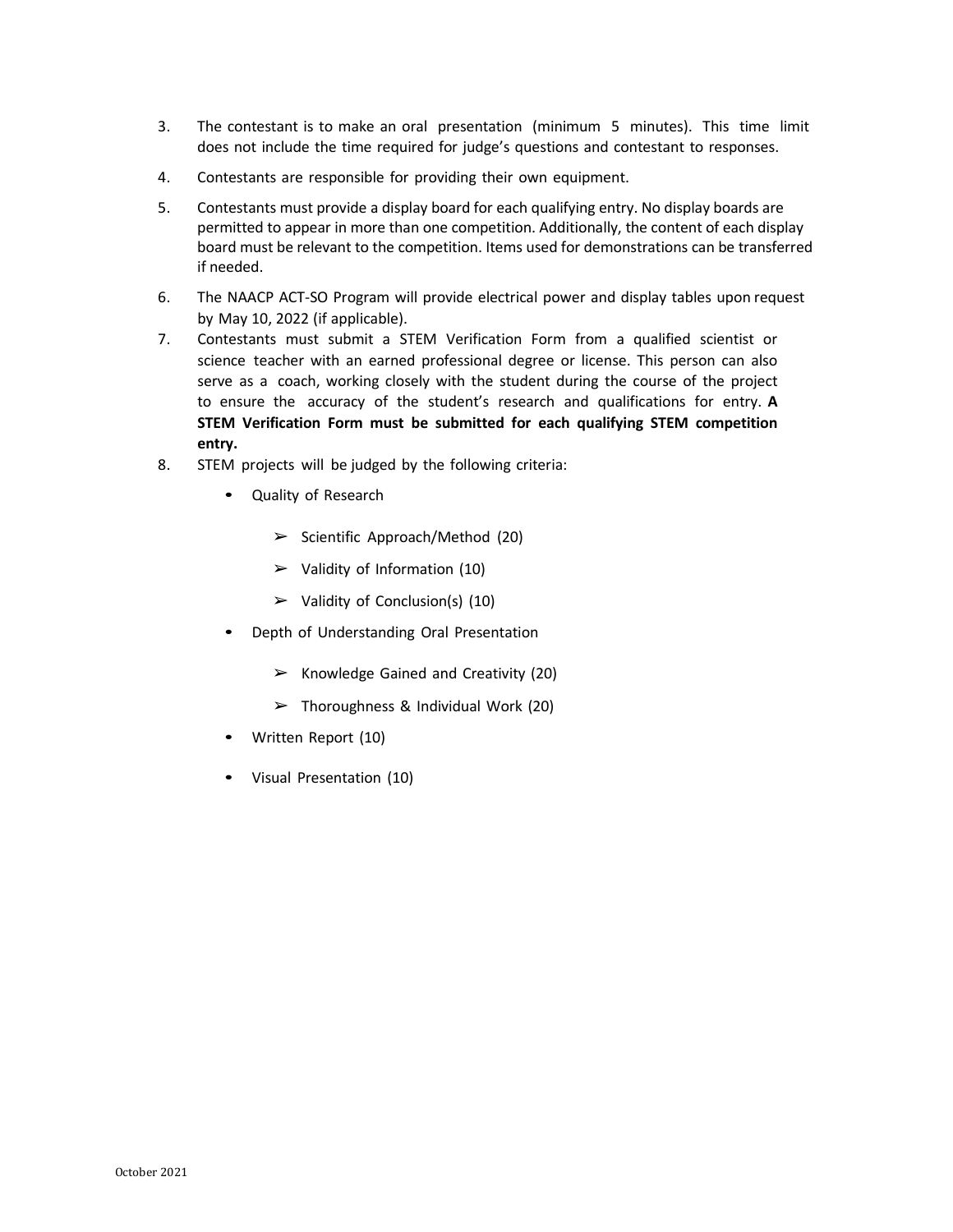3. The contestant is to make an oral presentation (minimum 5 minutes). This time limit does not include the time required for judge's questions and contestant to responses.
4. Contestants are responsible for providing their own equipment.
5. Contestants must provide a display board for each qualifying entry. No display boards are permitted to appear in more than one competition. Additionally, the content of each display board must be relevant to the competition. Items used for demonstrations can be transferred if needed.
6. The NAACP ACT-SO Program will provide electrical power and display tables upon request by May 10, 2022 (if applicable).
7. Contestants must submit a STEM Verification Form from a qualified scientist or science teacher with an earned professional degree or license. This person can also serve as a coach, working closely with the student during the course of the project to ensure the accuracy of the student's research and qualifications for entry. **A STEM Verification Form must be submitted for each qualifying STEM competition entry.**
8. STEM projects will be judged by the following criteria:
   - Quality of Research
     - ➢ Scientific Approach/Method (20)
     - ➢ Validity of Information (10)
     - ➢ Validity of Conclusion(s) (10)
   - Depth of Understanding Oral Presentation
     - ➢ Knowledge Gained and Creativity (20)
     - ➢ Thoroughness & Individual Work (20)
   - Written Report (10)
   - Visual Presentation (10)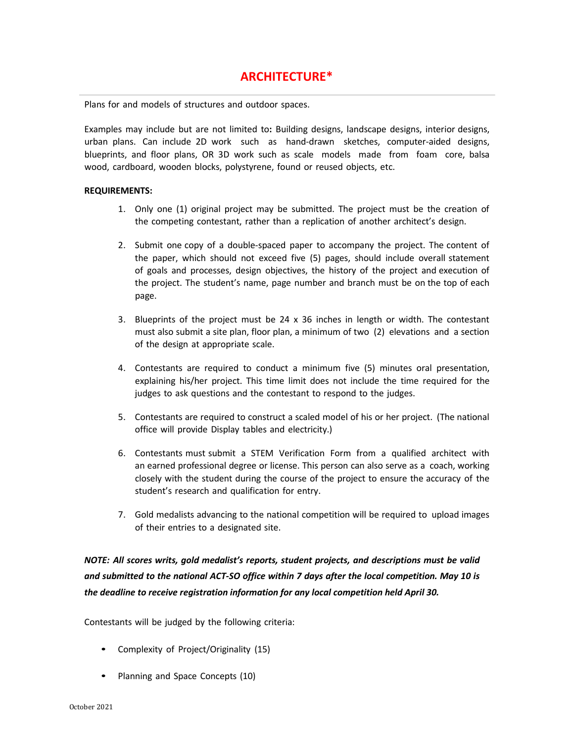# ARCHITECTURE*

Plans for and models of structures and outdoor spaces.

Examples may include but are not limited to**:** Building designs, landscape designs, interior designs, urban plans. Can include 2D work such as hand-drawn sketches, computer-aided designs, blueprints, and floor plans, OR 3D work such as scale models made from foam core, balsa wood, cardboard, wooden blocks, polystyrene, found or reused objects, etc.

**REQUIREMENTS:**

1. Only one (1) original project may be submitted. The project must be the creation of the competing contestant, rather than a replication of another architect's design.

2. Submit one copy of a double-spaced paper to accompany the project. The content of the paper, which should not exceed five (5) pages, should include overall statement of goals and processes, design objectives, the history of the project and execution of the project. The student's name, page number and branch must be on the top of each page.

3. Blueprints of the project must be 24 x 36 inches in length or width. The contestant must also submit a site plan, floor plan, a minimum of two (2) elevations and a section of the design at appropriate scale.

4. Contestants are required to conduct a minimum five (5) minutes oral presentation, explaining his/her project. This time limit does not include the time required for the judges to ask questions and the contestant to respond to the judges.

5. Contestants are required to construct a scaled model of his or her project. (The national office will provide Display tables and electricity.)

6. Contestants must submit a STEM Verification Form from a qualified architect with an earned professional degree or license. This person can also serve as a coach, working closely with the student during the course of the project to ensure the accuracy of the student's research and qualification for entry.

7. Gold medalists advancing to the national competition will be required to upload images of their entries to a designated site.

***NOTE: All scores writs, gold medalist's reports, student projects, and descriptions must be valid and submitted to the national ACT-SO office within 7 days after the local competition. May 10 is the deadline to receive registration information for any local competition held April 30.***

Contestants will be judged by the following criteria:

- Complexity of Project/Originality (15)
- Planning and Space Concepts (10)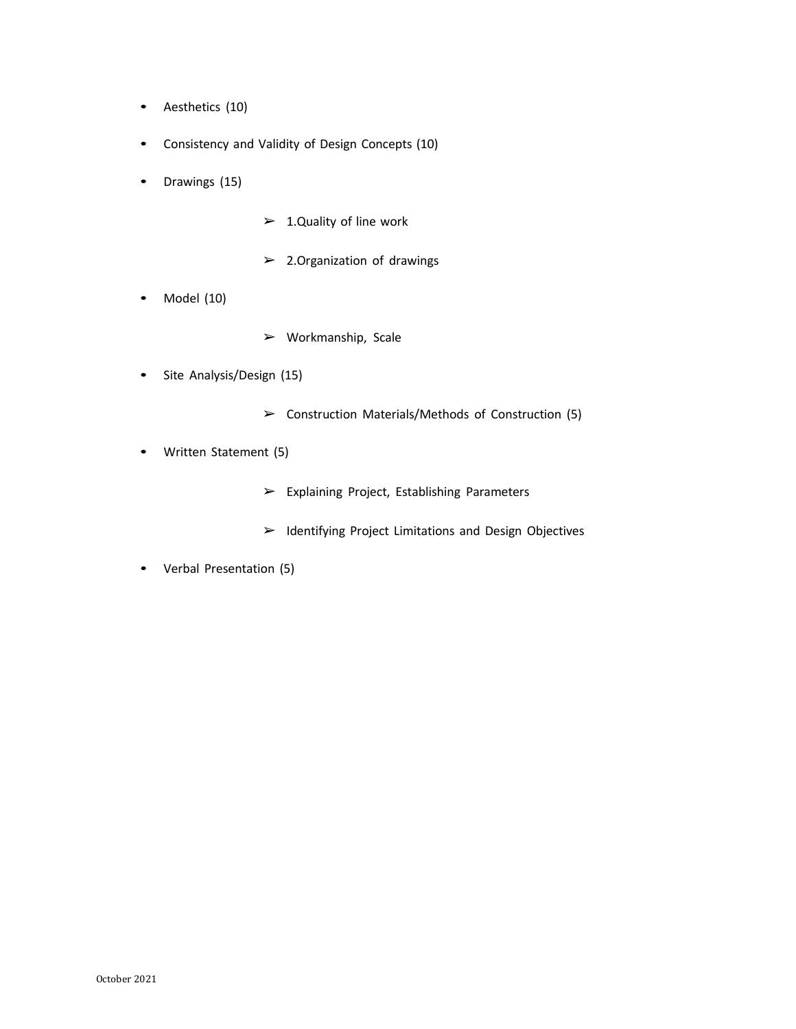- Aesthetics (10)
- Consistency and Validity of Design Concepts (10)
- Drawings (15)
  - 1.Quality of line work
  - 2.Organization of drawings
- Model (10)
  - Workmanship, Scale
- Site Analysis/Design (15)
  - Construction Materials/Methods of Construction (5)
- Written Statement (5)
  - Explaining Project, Establishing Parameters
  - Identifying Project Limitations and Design Objectives
- Verbal Presentation (5)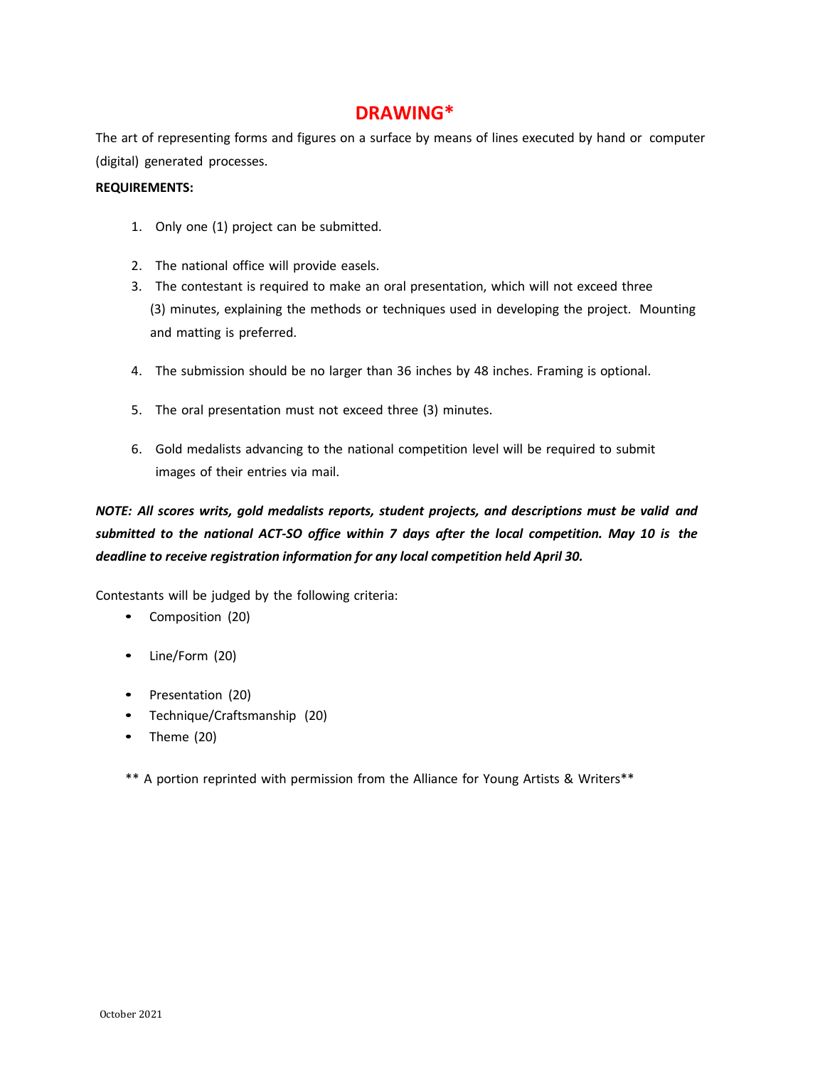# DRAWING*

The art of representing forms and figures on a surface by means of lines executed by hand or computer (digital) generated processes.

**REQUIREMENTS:**

1. Only one (1) project can be submitted.
2. The national office will provide easels.
3. The contestant is required to make an oral presentation, which will not exceed three (3) minutes, explaining the methods or techniques used in developing the project. Mounting and matting is preferred.
4. The submission should be no larger than 36 inches by 48 inches. Framing is optional.
5. The oral presentation must not exceed three (3) minutes.
6. Gold medalists advancing to the national competition level will be required to submit images of their entries via mail.

***NOTE: All scores writs, gold medalists reports, student projects, and descriptions must be valid and submitted to the national ACT-SO office within 7 days after the local competition. May 10 is the deadline to receive registration information for any local competition held April 30.***

Contestants will be judged by the following criteria:

- Composition (20)
- Line/Form (20)
- Presentation (20)
- Technique/Craftsmanship (20)
- Theme (20)

** A portion reprinted with permission from the Alliance for Young Artists & Writers**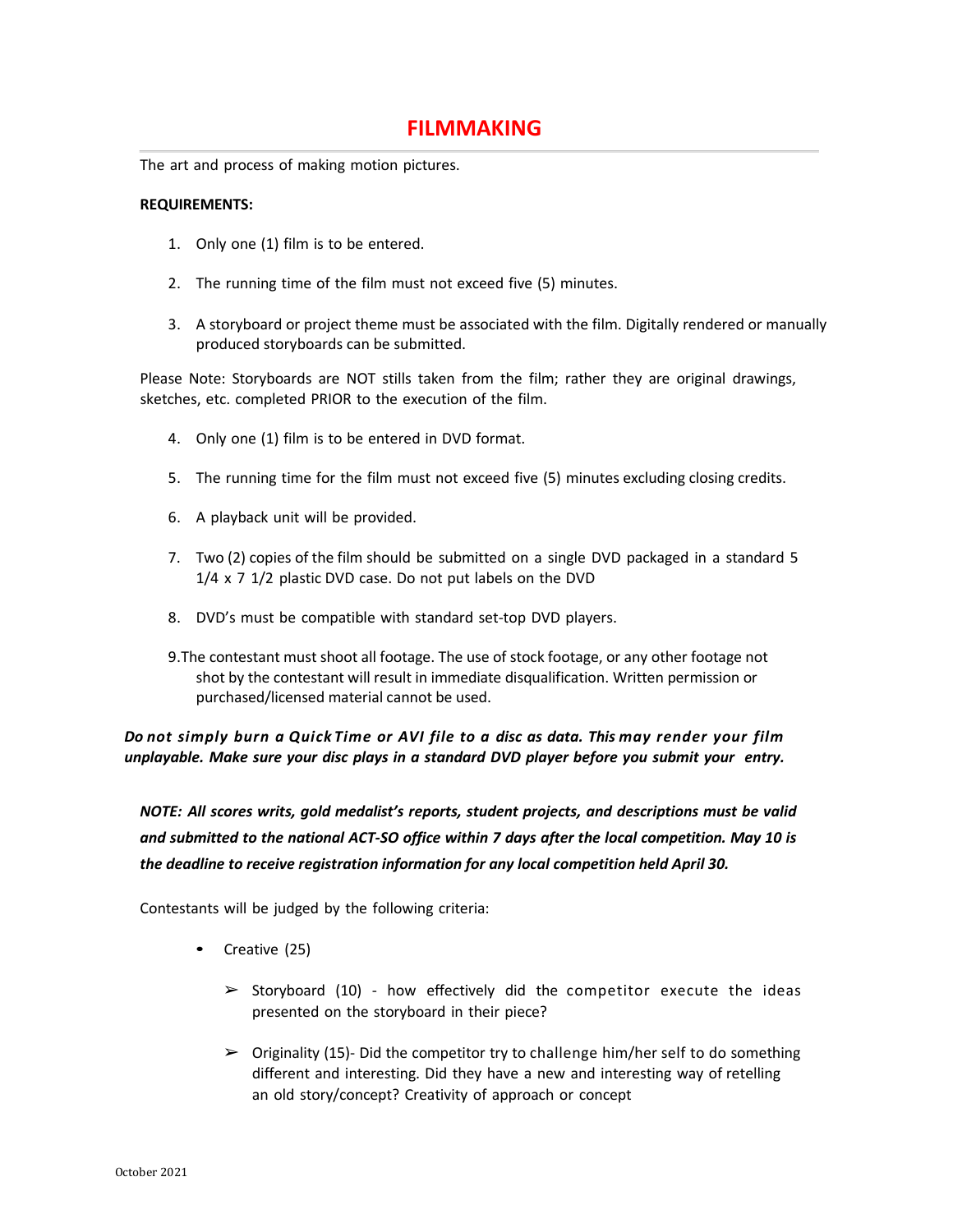# FILMMAKING

The art and process of making motion pictures.

**REQUIREMENTS:**

1. Only one (1) film is to be entered.
2. The running time of the film must not exceed five (5) minutes.
3. A storyboard or project theme must be associated with the film. Digitally rendered or manually produced storyboards can be submitted.

Please Note: Storyboards are NOT stills taken from the film; rather they are original drawings, sketches, etc. completed PRIOR to the execution of the film.

4. Only one (1) film is to be entered in DVD format.
5. The running time for the film must not exceed five (5) minutes excluding closing credits.
6. A playback unit will be provided.
7. Two (2) copies of the film should be submitted on a single DVD packaged in a standard 5 1/4 x 7 1/2 plastic DVD case. Do not put labels on the DVD
8. DVD's must be compatible with standard set-top DVD players.
9. The contestant must shoot all footage. The use of stock footage, or any other footage not shot by the contestant will result in immediate disqualification. Written permission or purchased/licensed material cannot be used.

***Do not simply burn a QuickTime or AVI file to a disc as data. This may render your film unplayable. Make sure your disc plays in a standard DVD player before you submit your entry.***

***NOTE: All scores writs, gold medalist's reports, student projects, and descriptions must be valid and submitted to the national ACT-SO office within 7 days after the local competition. May 10 is the deadline to receive registration information for any local competition held April 30.***

Contestants will be judged by the following criteria:

- Creative (25)
  - Storyboard (10) - how effectively did the competitor execute the ideas presented on the storyboard in their piece?
  - Originality (15)- Did the competitor try to challenge him/her self to do something different and interesting. Did they have a new and interesting way of retelling an old story/concept? Creativity of approach or concept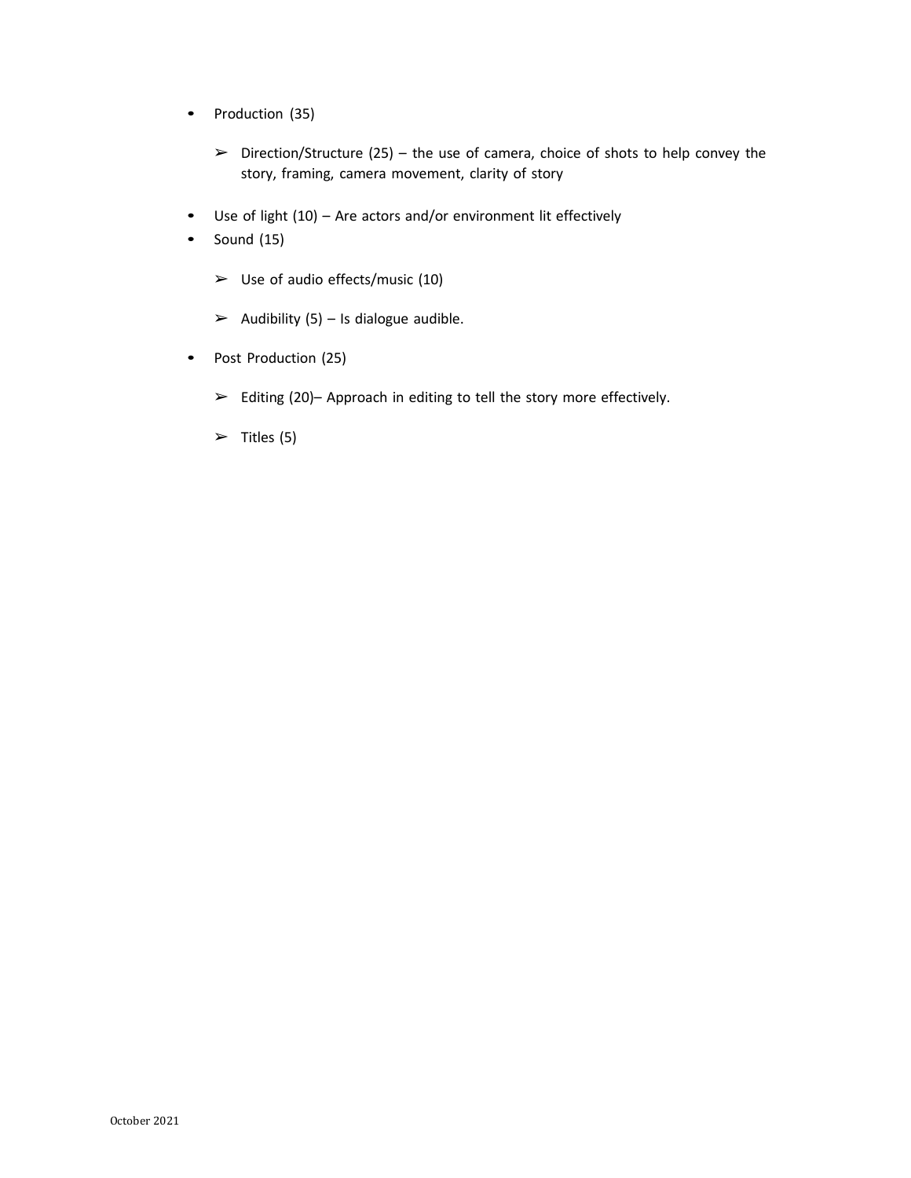- Production (35)

    - Direction/Structure (25) – the use of camera, choice of shots to help convey the story, framing, camera movement, clarity of story

- Use of light (10) – Are actors and/or environment lit effectively
- Sound (15)

    - Use of audio effects/music (10)

    - Audibility (5) – Is dialogue audible.

- Post Production (25)

    - Editing (20)– Approach in editing to tell the story more effectively.

    - Titles (5)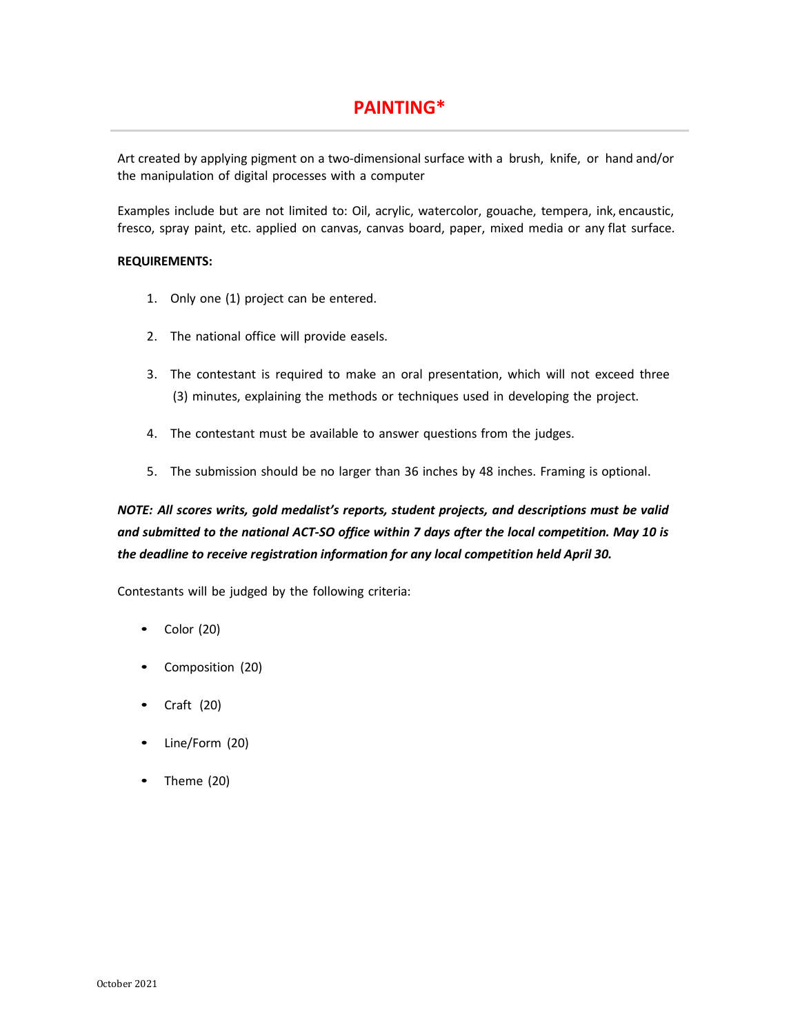# PAINTING*

Art created by applying pigment on a two-dimensional surface with a brush, knife, or hand and/or the manipulation of digital processes with a computer

Examples include but are not limited to: Oil, acrylic, watercolor, gouache, tempera, ink, encaustic, fresco, spray paint, etc. applied on canvas, canvas board, paper, mixed media or any flat surface.

**REQUIREMENTS:**

1. Only one (1) project can be entered.
2. The national office will provide easels.
3. The contestant is required to make an oral presentation, which will not exceed three (3) minutes, explaining the methods or techniques used in developing the project.
4. The contestant must be available to answer questions from the judges.
5. The submission should be no larger than 36 inches by 48 inches. Framing is optional.

***NOTE: All scores writs, gold medalist's reports, student projects, and descriptions must be valid and submitted to the national ACT-SO office within 7 days after the local competition. May 10 is the deadline to receive registration information for any local competition held April 30.***

Contestants will be judged by the following criteria:

- Color (20)
- Composition (20)
- Craft (20)
- Line/Form (20)
- Theme (20)

October 2021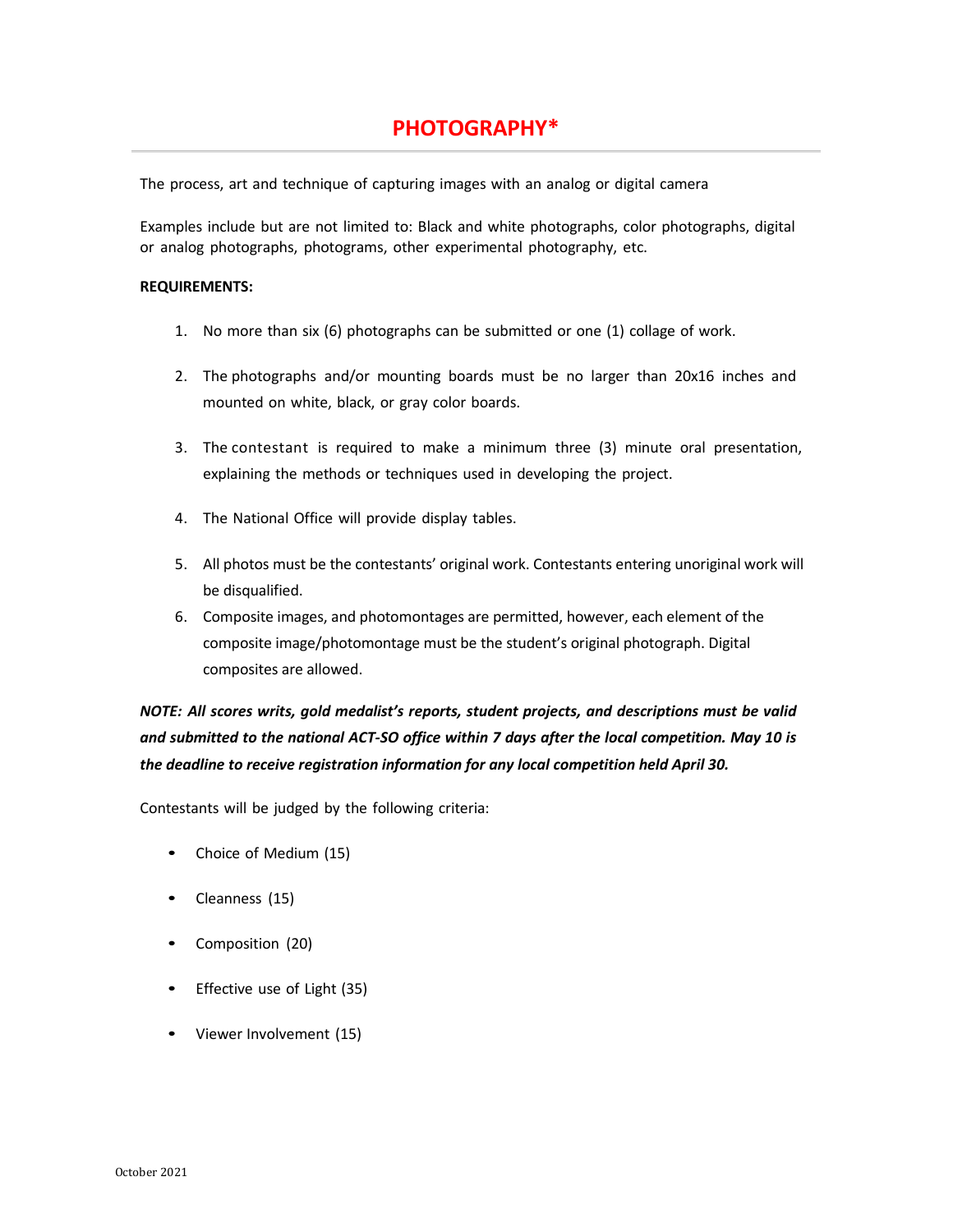# PHOTOGRAPHY*

The process, art and technique of capturing images with an analog or digital camera

Examples include but are not limited to: Black and white photographs, color photographs, digital or analog photographs, photograms, other experimental photography, etc.

**REQUIREMENTS:**

1. No more than six (6) photographs can be submitted or one (1) collage of work.
2. The photographs and/or mounting boards must be no larger than 20x16 inches and mounted on white, black, or gray color boards.
3. The contestant is required to make a minimum three (3) minute oral presentation, explaining the methods or techniques used in developing the project.
4. The National Office will provide display tables.
5. All photos must be the contestants' original work. Contestants entering unoriginal work will be disqualified.
6. Composite images, and photomontages are permitted, however, each element of the composite image/photomontage must be the student's original photograph. Digital composites are allowed.

***NOTE: All scores writs, gold medalist's reports, student projects, and descriptions must be valid and submitted to the national ACT-SO office within 7 days after the local competition. May 10 is the deadline to receive registration information for any local competition held April 30.***

Contestants will be judged by the following criteria:

- Choice of Medium (15)
- Cleanness (15)
- Composition (20)
- Effective use of Light (35)
- Viewer Involvement (15)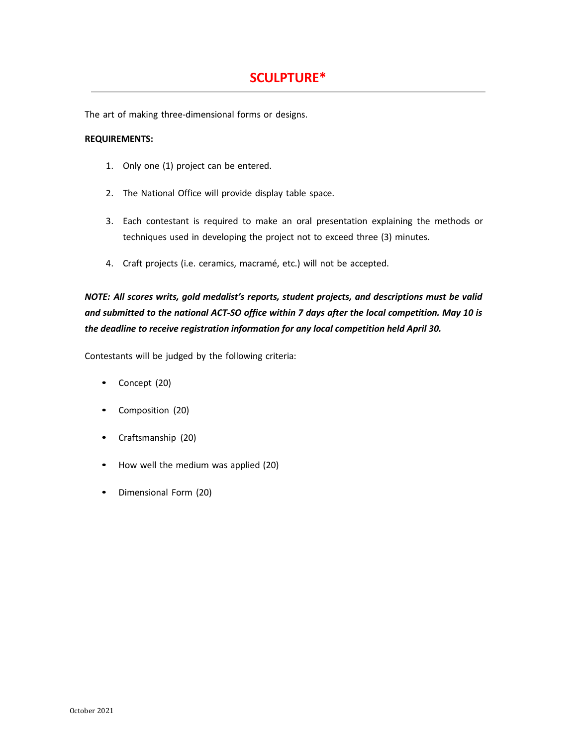# SCULPTURE*

The art of making three-dimensional forms or designs.

**REQUIREMENTS:**

1. Only one (1) project can be entered.
2. The National Office will provide display table space.
3. Each contestant is required to make an oral presentation explaining the methods or techniques used in developing the project not to exceed three (3) minutes.
4. Craft projects (i.e. ceramics, macramé, etc.) will not be accepted.

***NOTE: All scores writs, gold medalist's reports, student projects, and descriptions must be valid and submitted to the national ACT-SO office within 7 days after the local competition. May 10 is the deadline to receive registration information for any local competition held April 30.***

Contestants will be judged by the following criteria:

- Concept (20)
- Composition (20)
- Craftsmanship (20)
- How well the medium was applied (20)
- Dimensional Form (20)

October 2021